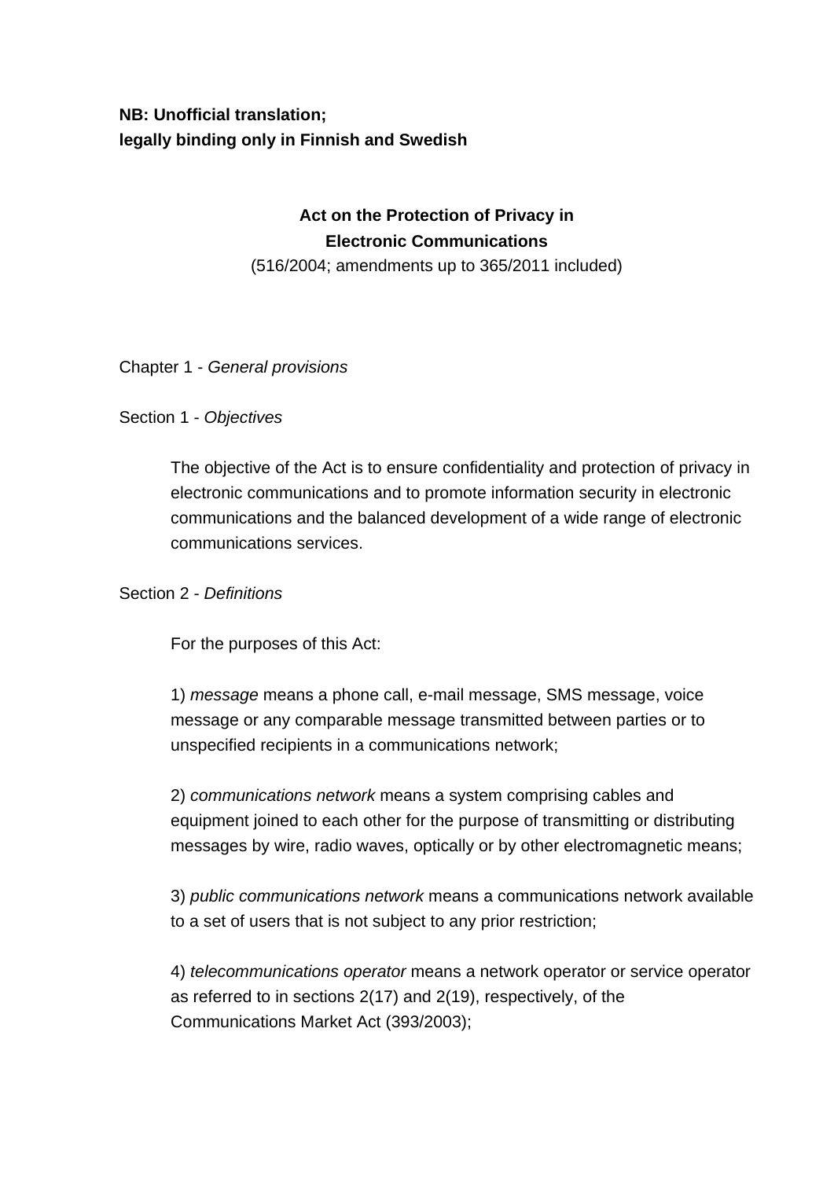**NB: Unofficial translation;**
**legally binding only in Finnish and Swedish**

# Act on the Protection of Privacy in Electronic Communications

(516/2004; amendments up to 365/2011 included)

## Chapter 1 - *General provisions*

### Section 1 - *Objectives*

The objective of the Act is to ensure confidentiality and protection of privacy in electronic communications and to promote information security in electronic communications and the balanced development of a wide range of electronic communications services.

### Section 2 - *Definitions*

For the purposes of this Act:

1) *message* means a phone call, e-mail message, SMS message, voice message or any comparable message transmitted between parties or to unspecified recipients in a communications network;

2) *communications network* means a system comprising cables and equipment joined to each other for the purpose of transmitting or distributing messages by wire, radio waves, optically or by other electromagnetic means;

3) *public communications network* means a communications network available to a set of users that is not subject to any prior restriction;

4) *telecommunications operator* means a network operator or service operator as referred to in sections 2(17) and 2(19), respectively, of the Communications Market Act (393/2003);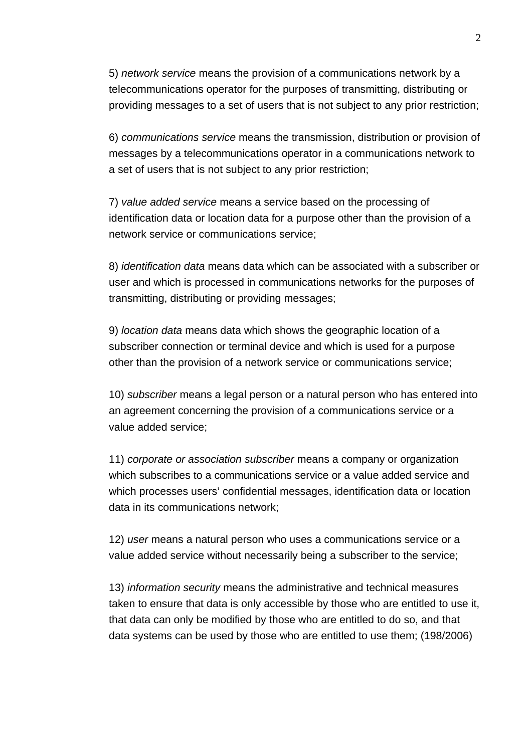5) *network service* means the provision of a communications network by a telecommunications operator for the purposes of transmitting, distributing or providing messages to a set of users that is not subject to any prior restriction;

6) *communications service* means the transmission, distribution or provision of messages by a telecommunications operator in a communications network to a set of users that is not subject to any prior restriction;

7) *value added service* means a service based on the processing of identification data or location data for a purpose other than the provision of a network service or communications service;

8) *identification data* means data which can be associated with a subscriber or user and which is processed in communications networks for the purposes of transmitting, distributing or providing messages;

9) *location data* means data which shows the geographic location of a subscriber connection or terminal device and which is used for a purpose other than the provision of a network service or communications service;

10) *subscriber* means a legal person or a natural person who has entered into an agreement concerning the provision of a communications service or a value added service;

11) *corporate or association subscriber* means a company or organization which subscribes to a communications service or a value added service and which processes users' confidential messages, identification data or location data in its communications network;

12) *user* means a natural person who uses a communications service or a value added service without necessarily being a subscriber to the service;

13) *information security* means the administrative and technical measures taken to ensure that data is only accessible by those who are entitled to use it, that data can only be modified by those who are entitled to do so, and that data systems can be used by those who are entitled to use them; (198/2006)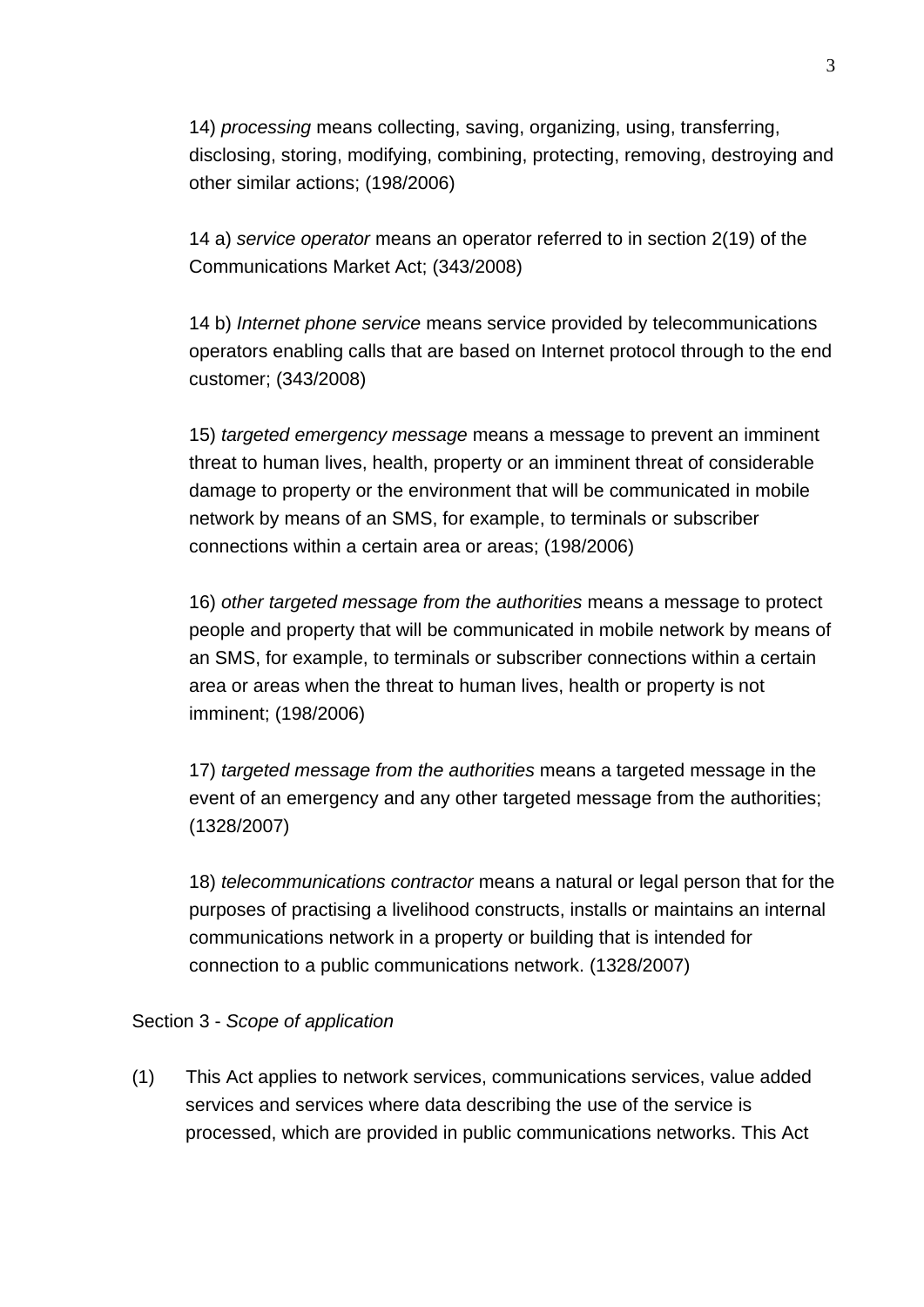14) *processing* means collecting, saving, organizing, using, transferring, disclosing, storing, modifying, combining, protecting, removing, destroying and other similar actions; (198/2006)

14 a) *service operator* means an operator referred to in section 2(19) of the Communications Market Act; (343/2008)

14 b) *Internet phone service* means service provided by telecommunications operators enabling calls that are based on Internet protocol through to the end customer; (343/2008)

15) *targeted emergency message* means a message to prevent an imminent threat to human lives, health, property or an imminent threat of considerable damage to property or the environment that will be communicated in mobile network by means of an SMS, for example, to terminals or subscriber connections within a certain area or areas; (198/2006)

16) *other targeted message from the authorities* means a message to protect people and property that will be communicated in mobile network by means of an SMS, for example, to terminals or subscriber connections within a certain area or areas when the threat to human lives, health or property is not imminent; (198/2006)

17) *targeted message from the authorities* means a targeted message in the event of an emergency and any other targeted message from the authorities; (1328/2007)

18) *telecommunications contractor* means a natural or legal person that for the purposes of practising a livelihood constructs, installs or maintains an internal communications network in a property or building that is intended for connection to a public communications network. (1328/2007)

Section 3 - *Scope of application*

(1) This Act applies to network services, communications services, value added services and services where data describing the use of the service is processed, which are provided in public communications networks. This Act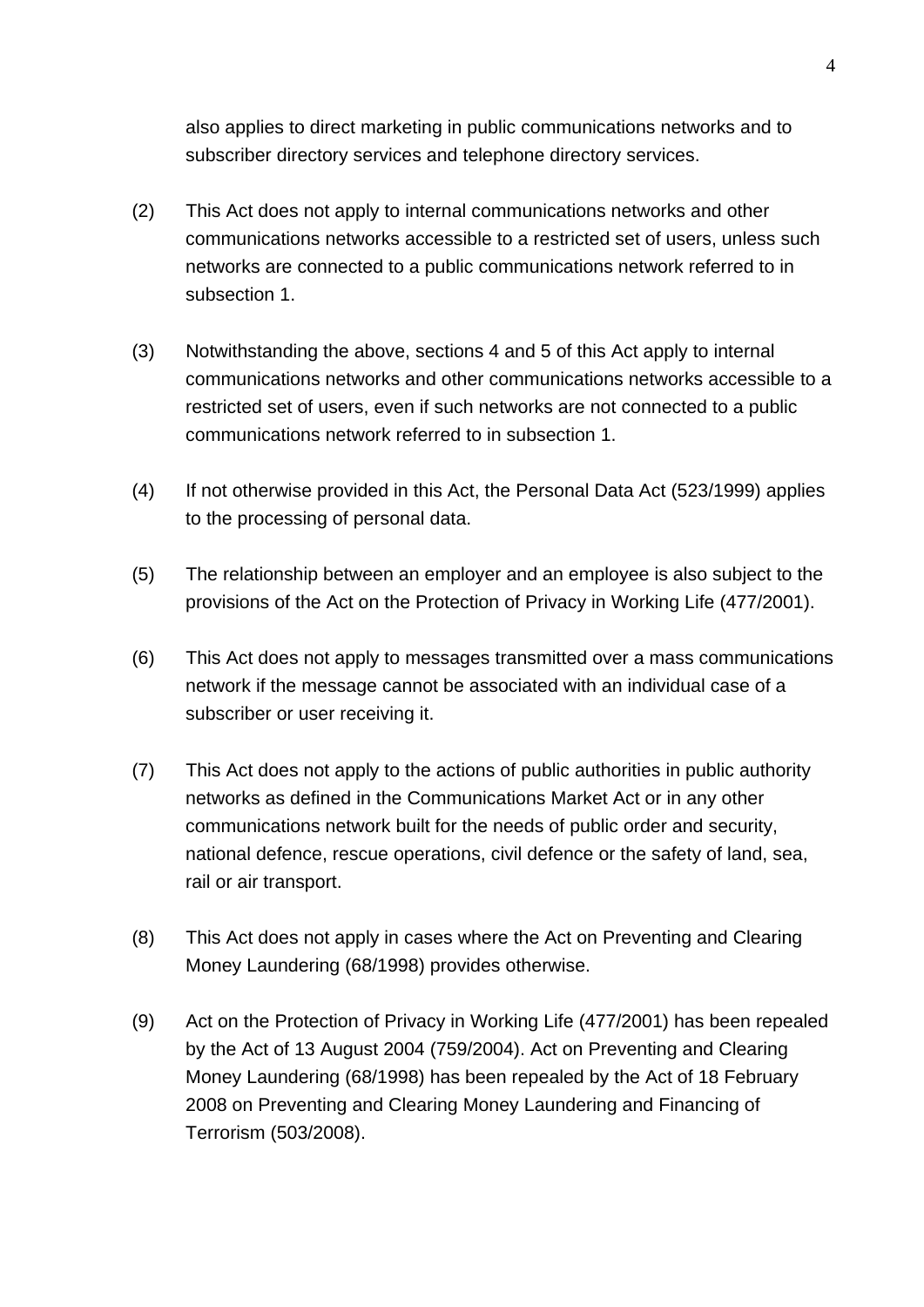also applies to direct marketing in public communications networks and to subscriber directory services and telephone directory services.

(2) This Act does not apply to internal communications networks and other communications networks accessible to a restricted set of users, unless such networks are connected to a public communications network referred to in subsection 1.

(3) Notwithstanding the above, sections 4 and 5 of this Act apply to internal communications networks and other communications networks accessible to a restricted set of users, even if such networks are not connected to a public communications network referred to in subsection 1.

(4) If not otherwise provided in this Act, the Personal Data Act (523/1999) applies to the processing of personal data.

(5) The relationship between an employer and an employee is also subject to the provisions of the Act on the Protection of Privacy in Working Life (477/2001).

(6) This Act does not apply to messages transmitted over a mass communications network if the message cannot be associated with an individual case of a subscriber or user receiving it.

(7) This Act does not apply to the actions of public authorities in public authority networks as defined in the Communications Market Act or in any other communications network built for the needs of public order and security, national defence, rescue operations, civil defence or the safety of land, sea, rail or air transport.

(8) This Act does not apply in cases where the Act on Preventing and Clearing Money Laundering (68/1998) provides otherwise.

(9) Act on the Protection of Privacy in Working Life (477/2001) has been repealed by the Act of 13 August 2004 (759/2004). Act on Preventing and Clearing Money Laundering (68/1998) has been repealed by the Act of 18 February 2008 on Preventing and Clearing Money Laundering and Financing of Terrorism (503/2008).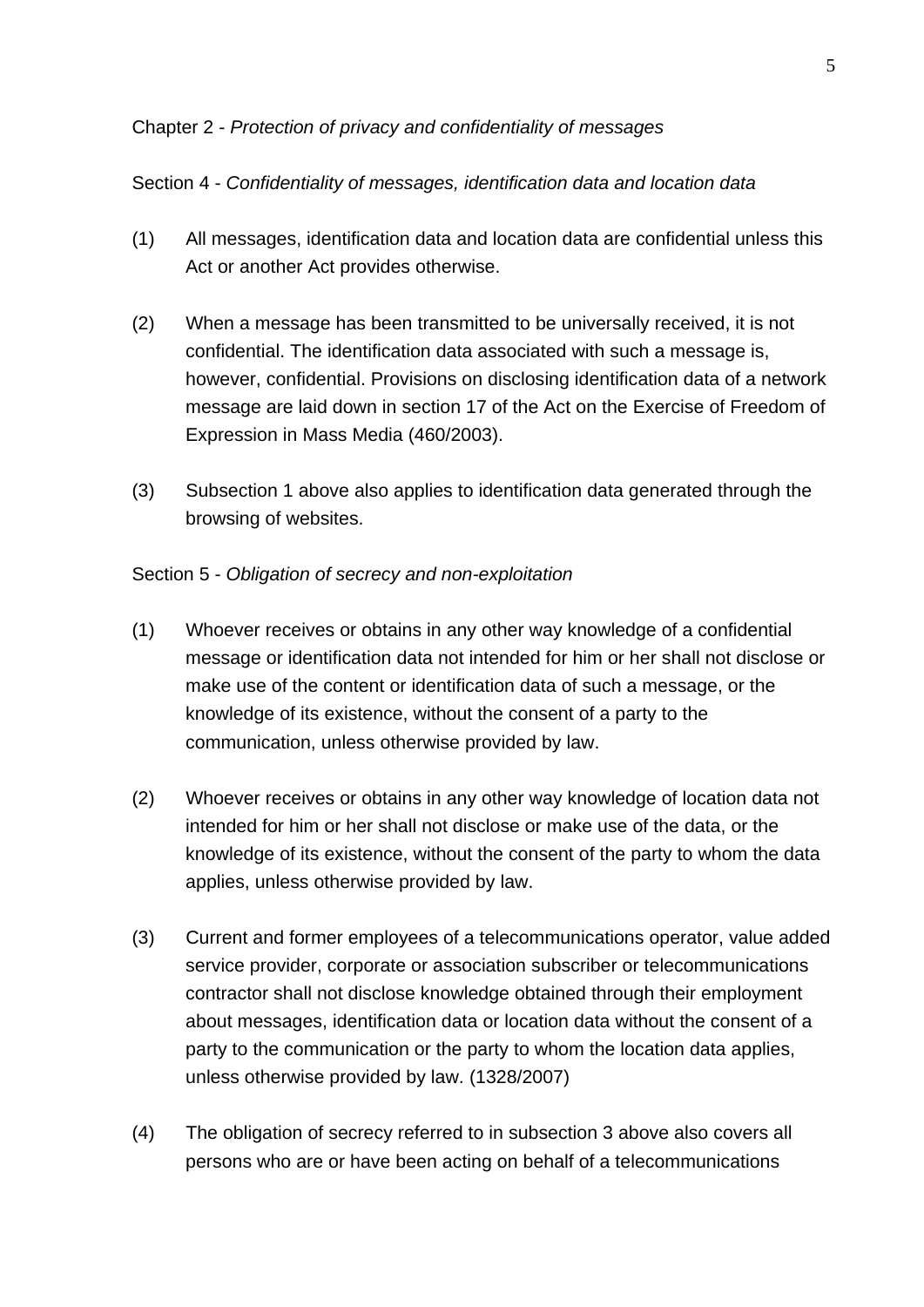## Chapter 2 - *Protection of privacy and confidentiality of messages*

### Section 4 - *Confidentiality of messages, identification data and location data*

(1) All messages, identification data and location data are confidential unless this Act or another Act provides otherwise.

(2) When a message has been transmitted to be universally received, it is not confidential. The identification data associated with such a message is, however, confidential. Provisions on disclosing identification data of a network message are laid down in section 17 of the Act on the Exercise of Freedom of Expression in Mass Media (460/2003).

(3) Subsection 1 above also applies to identification data generated through the browsing of websites.

### Section 5 - *Obligation of secrecy and non-exploitation*

(1) Whoever receives or obtains in any other way knowledge of a confidential message or identification data not intended for him or her shall not disclose or make use of the content or identification data of such a message, or the knowledge of its existence, without the consent of a party to the communication, unless otherwise provided by law.

(2) Whoever receives or obtains in any other way knowledge of location data not intended for him or her shall not disclose or make use of the data, or the knowledge of its existence, without the consent of the party to whom the data applies, unless otherwise provided by law.

(3) Current and former employees of a telecommunications operator, value added service provider, corporate or association subscriber or telecommunications contractor shall not disclose knowledge obtained through their employment about messages, identification data or location data without the consent of a party to the communication or the party to whom the location data applies, unless otherwise provided by law. (1328/2007)

(4) The obligation of secrecy referred to in subsection 3 above also covers all persons who are or have been acting on behalf of a telecommunications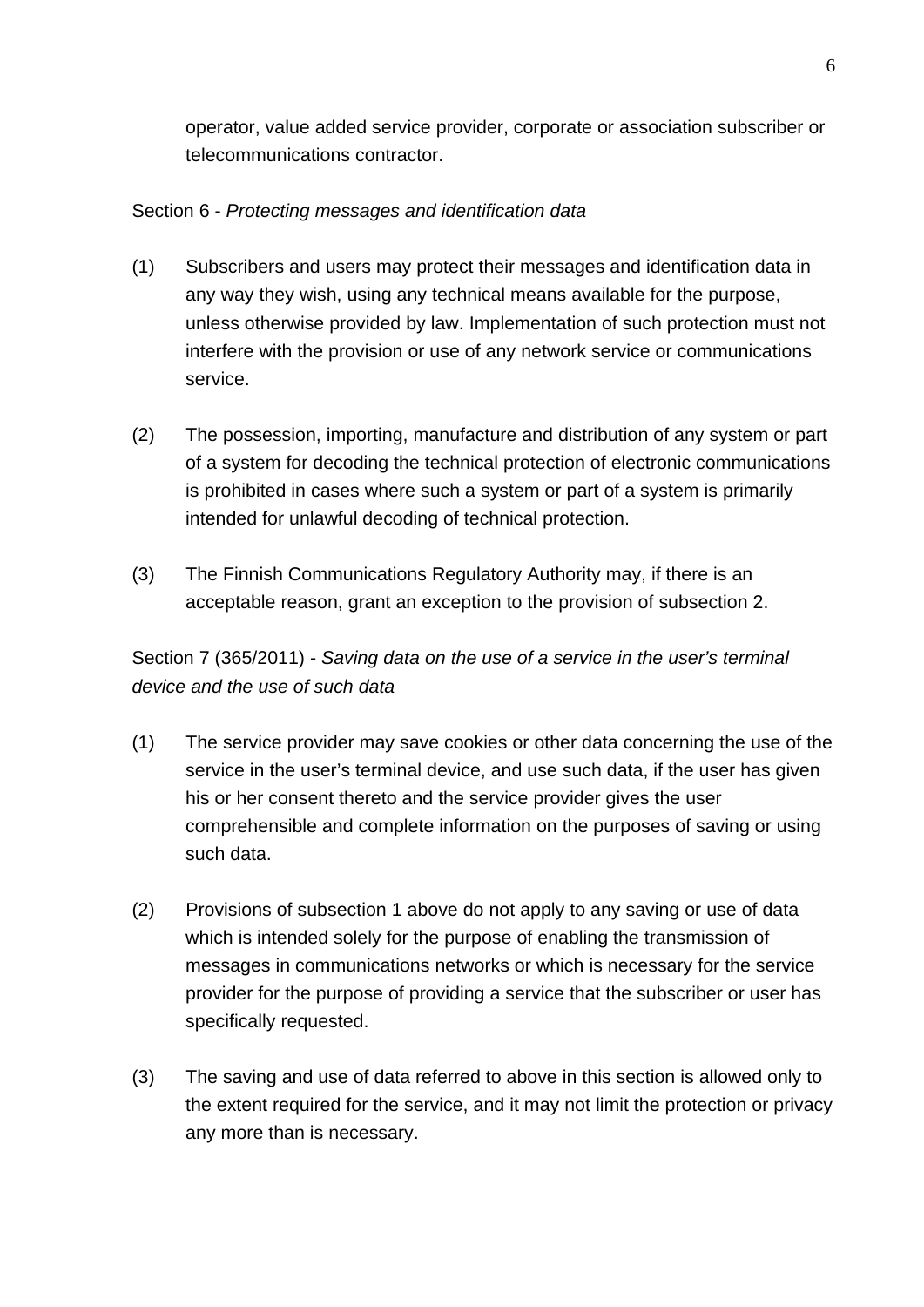operator, value added service provider, corporate or association subscriber or telecommunications contractor.

Section 6 - *Protecting messages and identification data*

(1) Subscribers and users may protect their messages and identification data in any way they wish, using any technical means available for the purpose, unless otherwise provided by law. Implementation of such protection must not interfere with the provision or use of any network service or communications service.

(2) The possession, importing, manufacture and distribution of any system or part of a system for decoding the technical protection of electronic communications is prohibited in cases where such a system or part of a system is primarily intended for unlawful decoding of technical protection.

(3) The Finnish Communications Regulatory Authority may, if there is an acceptable reason, grant an exception to the provision of subsection 2.

Section 7 (365/2011) - *Saving data on the use of a service in the user's terminal device and the use of such data*

(1) The service provider may save cookies or other data concerning the use of the service in the user's terminal device, and use such data, if the user has given his or her consent thereto and the service provider gives the user comprehensible and complete information on the purposes of saving or using such data.

(2) Provisions of subsection 1 above do not apply to any saving or use of data which is intended solely for the purpose of enabling the transmission of messages in communications networks or which is necessary for the service provider for the purpose of providing a service that the subscriber or user has specifically requested.

(3) The saving and use of data referred to above in this section is allowed only to the extent required for the service, and it may not limit the protection or privacy any more than is necessary.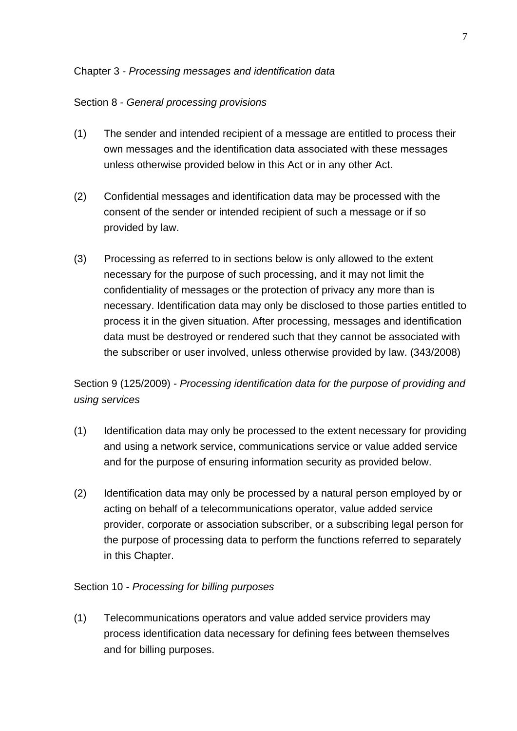## Chapter 3 - *Processing messages and identification data*

### Section 8 - *General processing provisions*

(1) The sender and intended recipient of a message are entitled to process their own messages and the identification data associated with these messages unless otherwise provided below in this Act or in any other Act.

(2) Confidential messages and identification data may be processed with the consent of the sender or intended recipient of such a message or if so provided by law.

(3) Processing as referred to in sections below is only allowed to the extent necessary for the purpose of such processing, and it may not limit the confidentiality of messages or the protection of privacy any more than is necessary. Identification data may only be disclosed to those parties entitled to process it in the given situation. After processing, messages and identification data must be destroyed or rendered such that they cannot be associated with the subscriber or user involved, unless otherwise provided by law. (343/2008)

### Section 9 (125/2009) - *Processing identification data for the purpose of providing and using services*

(1) Identification data may only be processed to the extent necessary for providing and using a network service, communications service or value added service and for the purpose of ensuring information security as provided below.

(2) Identification data may only be processed by a natural person employed by or acting on behalf of a telecommunications operator, value added service provider, corporate or association subscriber, or a subscribing legal person for the purpose of processing data to perform the functions referred to separately in this Chapter.

### Section 10 - *Processing for billing purposes*

(1) Telecommunications operators and value added service providers may process identification data necessary for defining fees between themselves and for billing purposes.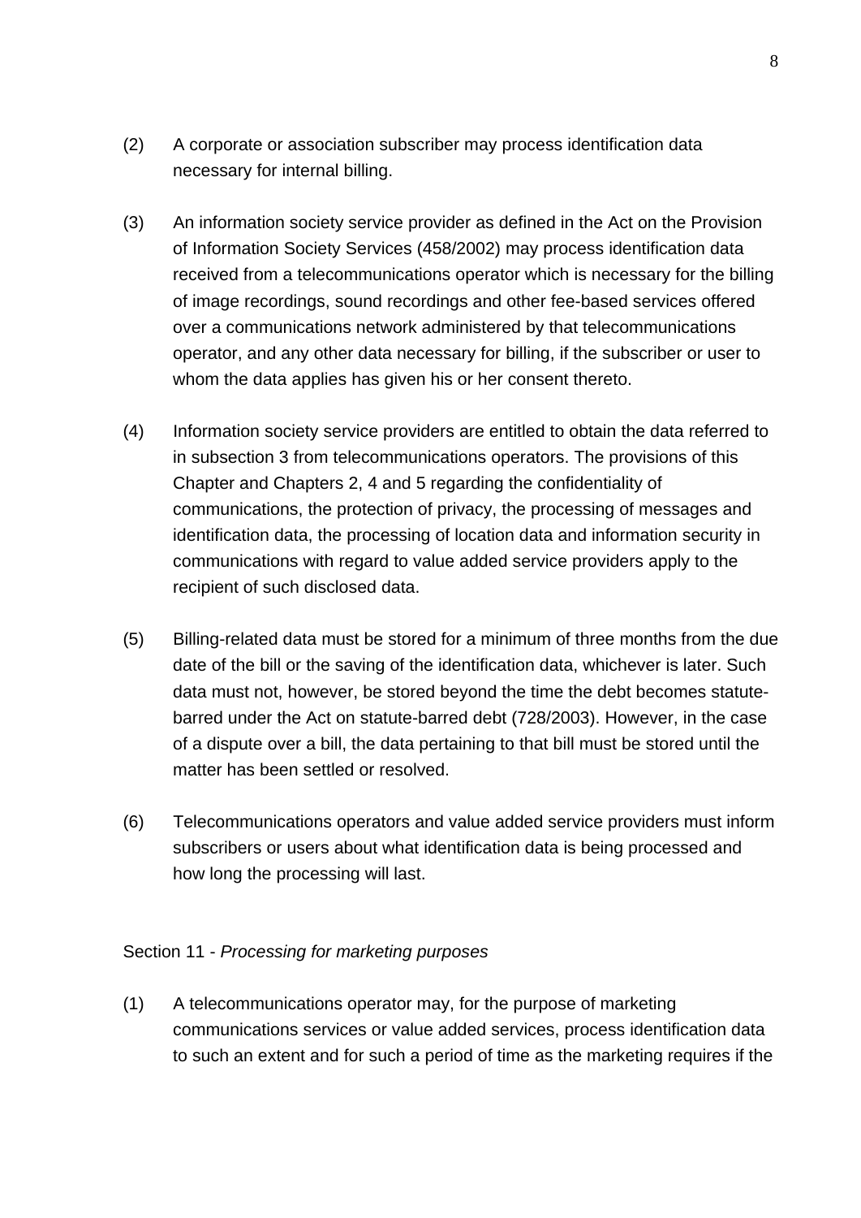(2) A corporate or association subscriber may process identification data necessary for internal billing.

(3) An information society service provider as defined in the Act on the Provision of Information Society Services (458/2002) may process identification data received from a telecommunications operator which is necessary for the billing of image recordings, sound recordings and other fee-based services offered over a communications network administered by that telecommunications operator, and any other data necessary for billing, if the subscriber or user to whom the data applies has given his or her consent thereto.

(4) Information society service providers are entitled to obtain the data referred to in subsection 3 from telecommunications operators. The provisions of this Chapter and Chapters 2, 4 and 5 regarding the confidentiality of communications, the protection of privacy, the processing of messages and identification data, the processing of location data and information security in communications with regard to value added service providers apply to the recipient of such disclosed data.

(5) Billing-related data must be stored for a minimum of three months from the due date of the bill or the saving of the identification data, whichever is later. Such data must not, however, be stored beyond the time the debt becomes statute-barred under the Act on statute-barred debt (728/2003). However, in the case of a dispute over a bill, the data pertaining to that bill must be stored until the matter has been settled or resolved.

(6) Telecommunications operators and value added service providers must inform subscribers or users about what identification data is being processed and how long the processing will last.

Section 11 - *Processing for marketing purposes*

(1) A telecommunications operator may, for the purpose of marketing communications services or value added services, process identification data to such an extent and for such a period of time as the marketing requires if the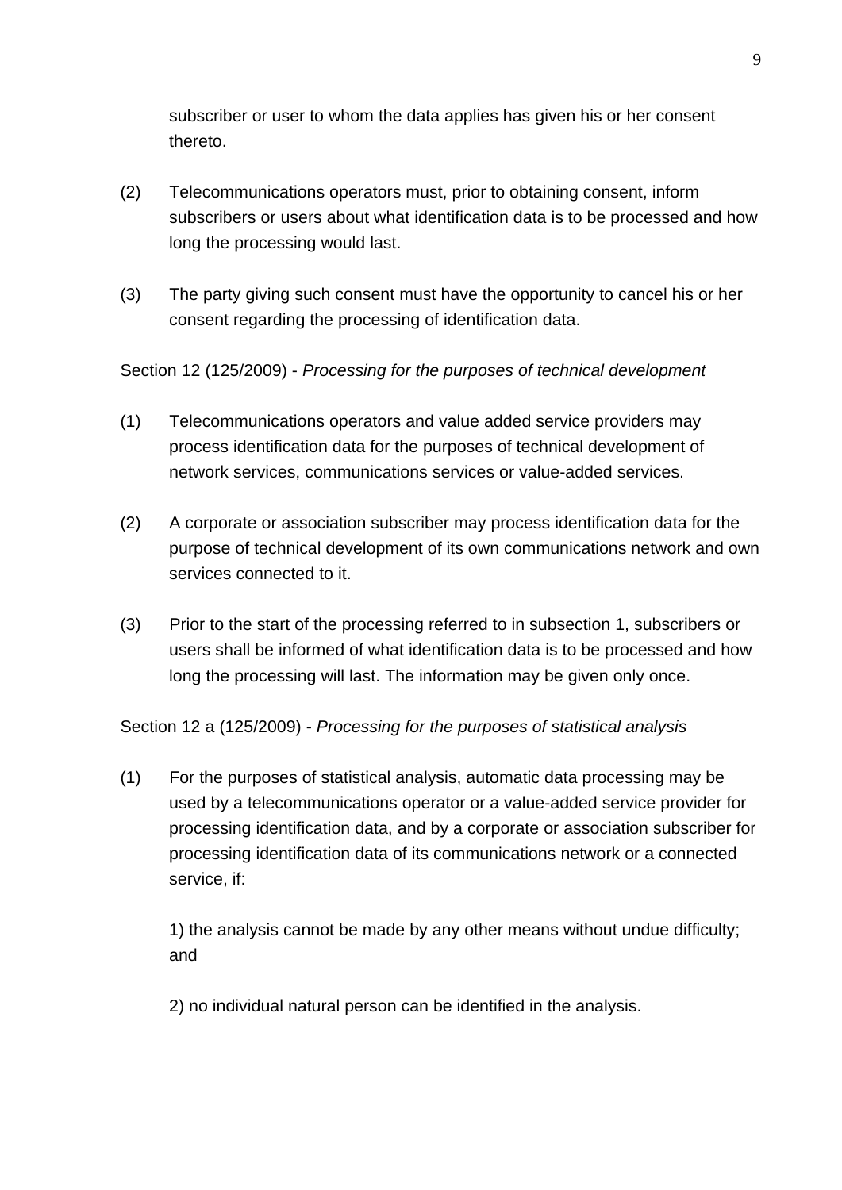subscriber or user to whom the data applies has given his or her consent thereto.

(2) Telecommunications operators must, prior to obtaining consent, inform subscribers or users about what identification data is to be processed and how long the processing would last.

(3) The party giving such consent must have the opportunity to cancel his or her consent regarding the processing of identification data.

Section 12 (125/2009) - *Processing for the purposes of technical development*

(1) Telecommunications operators and value added service providers may process identification data for the purposes of technical development of network services, communications services or value-added services.

(2) A corporate or association subscriber may process identification data for the purpose of technical development of its own communications network and own services connected to it.

(3) Prior to the start of the processing referred to in subsection 1, subscribers or users shall be informed of what identification data is to be processed and how long the processing will last. The information may be given only once.

Section 12 a (125/2009) - *Processing for the purposes of statistical analysis*

(1) For the purposes of statistical analysis, automatic data processing may be used by a telecommunications operator or a value-added service provider for processing identification data, and by a corporate or association subscriber for processing identification data of its communications network or a connected service, if:

1) the analysis cannot be made by any other means without undue difficulty; and

2) no individual natural person can be identified in the analysis.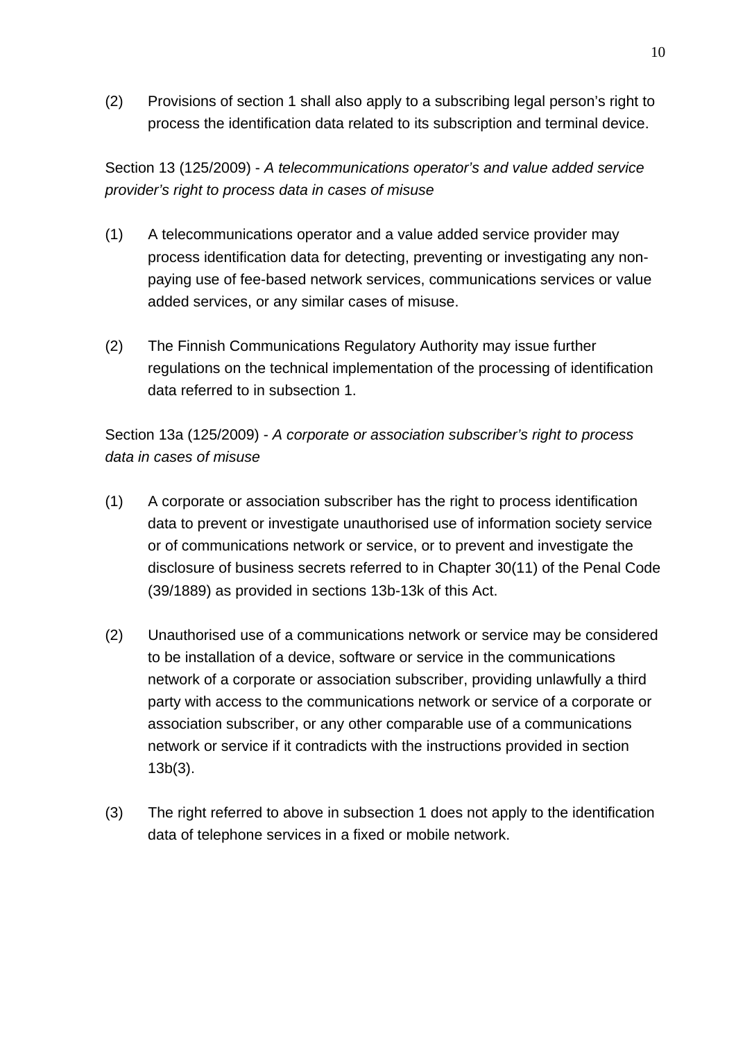(2) Provisions of section 1 shall also apply to a subscribing legal person's right to process the identification data related to its subscription and terminal device.

Section 13 (125/2009) - *A telecommunications operator's and value added service provider's right to process data in cases of misuse*

(1) A telecommunications operator and a value added service provider may process identification data for detecting, preventing or investigating any non-paying use of fee-based network services, communications services or value added services, or any similar cases of misuse.

(2) The Finnish Communications Regulatory Authority may issue further regulations on the technical implementation of the processing of identification data referred to in subsection 1.

Section 13a (125/2009) - *A corporate or association subscriber's right to process data in cases of misuse*

(1) A corporate or association subscriber has the right to process identification data to prevent or investigate unauthorised use of information society service or of communications network or service, or to prevent and investigate the disclosure of business secrets referred to in Chapter 30(11) of the Penal Code (39/1889) as provided in sections 13b-13k of this Act.

(2) Unauthorised use of a communications network or service may be considered to be installation of a device, software or service in the communications network of a corporate or association subscriber, providing unlawfully a third party with access to the communications network or service of a corporate or association subscriber, or any other comparable use of a communications network or service if it contradicts with the instructions provided in section 13b(3).

(3) The right referred to above in subsection 1 does not apply to the identification data of telephone services in a fixed or mobile network.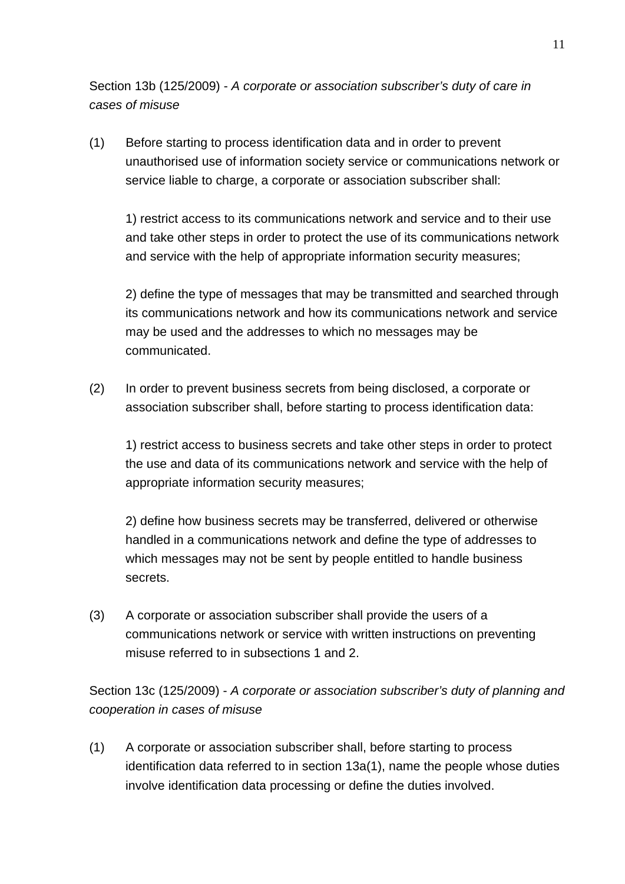Section 13b (125/2009) - *A corporate or association subscriber's duty of care in cases of misuse*

(1) Before starting to process identification data and in order to prevent unauthorised use of information society service or communications network or service liable to charge, a corporate or association subscriber shall:

1) restrict access to its communications network and service and to their use and take other steps in order to protect the use of its communications network and service with the help of appropriate information security measures;

2) define the type of messages that may be transmitted and searched through its communications network and how its communications network and service may be used and the addresses to which no messages may be communicated.

(2) In order to prevent business secrets from being disclosed, a corporate or association subscriber shall, before starting to process identification data:

1) restrict access to business secrets and take other steps in order to protect the use and data of its communications network and service with the help of appropriate information security measures;

2) define how business secrets may be transferred, delivered or otherwise handled in a communications network and define the type of addresses to which messages may not be sent by people entitled to handle business secrets.

(3) A corporate or association subscriber shall provide the users of a communications network or service with written instructions on preventing misuse referred to in subsections 1 and 2.

Section 13c (125/2009) - *A corporate or association subscriber's duty of planning and cooperation in cases of misuse*

(1) A corporate or association subscriber shall, before starting to process identification data referred to in section 13a(1), name the people whose duties involve identification data processing or define the duties involved.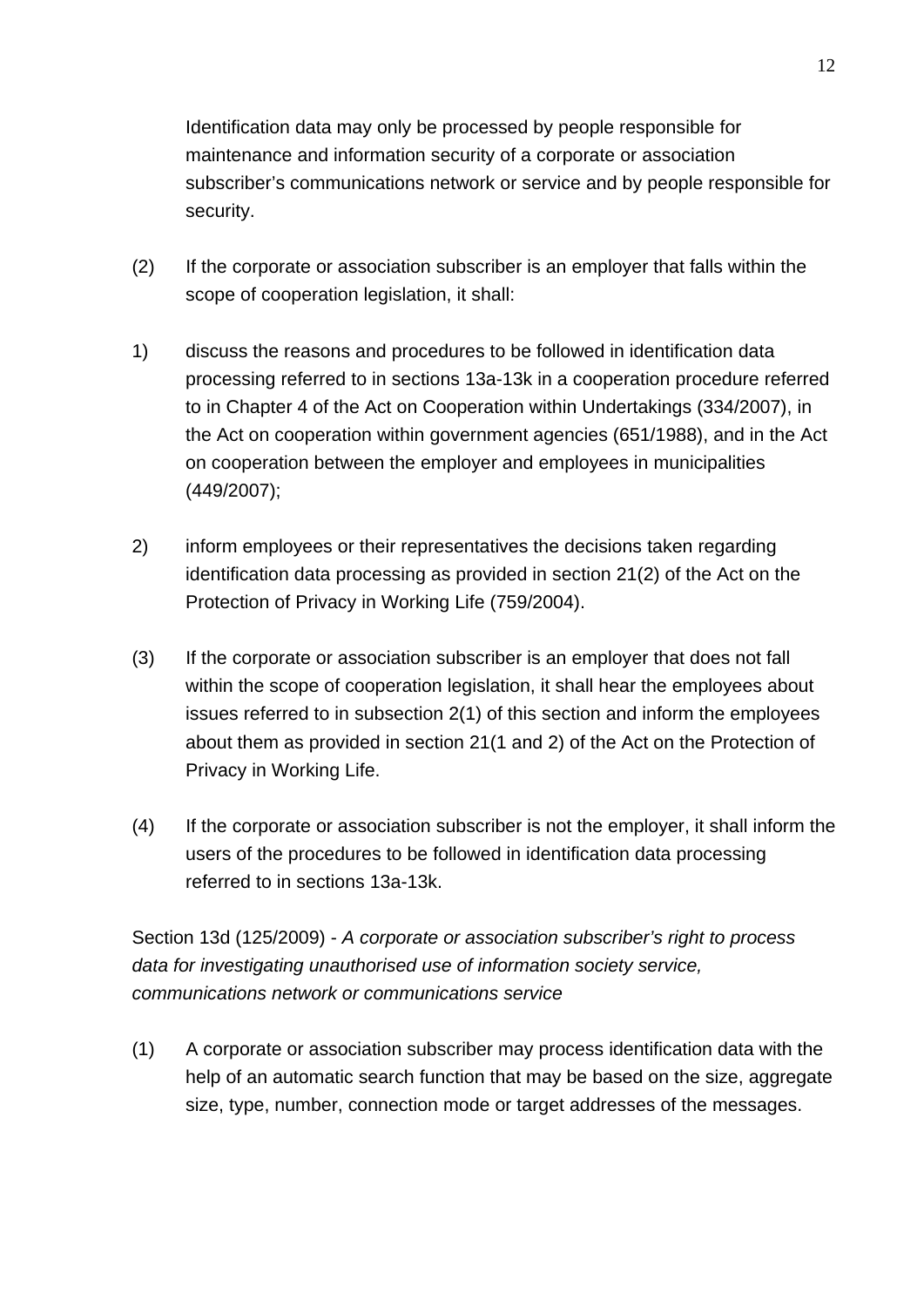Identification data may only be processed by people responsible for maintenance and information security of a corporate or association subscriber's communications network or service and by people responsible for security.

(2) If the corporate or association subscriber is an employer that falls within the scope of cooperation legislation, it shall:

1) discuss the reasons and procedures to be followed in identification data processing referred to in sections 13a-13k in a cooperation procedure referred to in Chapter 4 of the Act on Cooperation within Undertakings (334/2007), in the Act on cooperation within government agencies (651/1988), and in the Act on cooperation between the employer and employees in municipalities (449/2007);

2) inform employees or their representatives the decisions taken regarding identification data processing as provided in section 21(2) of the Act on the Protection of Privacy in Working Life (759/2004).

(3) If the corporate or association subscriber is an employer that does not fall within the scope of cooperation legislation, it shall hear the employees about issues referred to in subsection 2(1) of this section and inform the employees about them as provided in section 21(1 and 2) of the Act on the Protection of Privacy in Working Life.

(4) If the corporate or association subscriber is not the employer, it shall inform the users of the procedures to be followed in identification data processing referred to in sections 13a-13k.

Section 13d (125/2009) - *A corporate or association subscriber's right to process data for investigating unauthorised use of information society service, communications network or communications service*

(1) A corporate or association subscriber may process identification data with the help of an automatic search function that may be based on the size, aggregate size, type, number, connection mode or target addresses of the messages.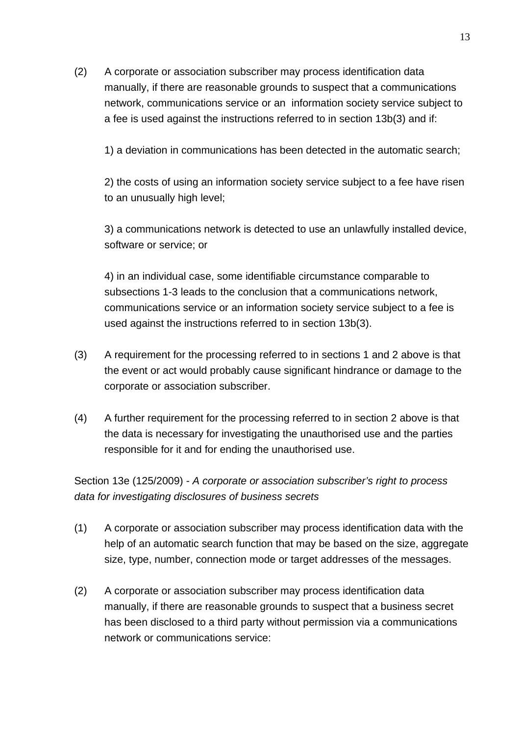(2) A corporate or association subscriber may process identification data manually, if there are reasonable grounds to suspect that a communications network, communications service or an information society service subject to a fee is used against the instructions referred to in section 13b(3) and if:

1) a deviation in communications has been detected in the automatic search;

2) the costs of using an information society service subject to a fee have risen to an unusually high level;

3) a communications network is detected to use an unlawfully installed device, software or service; or

4) in an individual case, some identifiable circumstance comparable to subsections 1-3 leads to the conclusion that a communications network, communications service or an information society service subject to a fee is used against the instructions referred to in section 13b(3).

(3) A requirement for the processing referred to in sections 1 and 2 above is that the event or act would probably cause significant hindrance or damage to the corporate or association subscriber.

(4) A further requirement for the processing referred to in section 2 above is that the data is necessary for investigating the unauthorised use and the parties responsible for it and for ending the unauthorised use.

Section 13e (125/2009) - *A corporate or association subscriber's right to process data for investigating disclosures of business secrets*

(1) A corporate or association subscriber may process identification data with the help of an automatic search function that may be based on the size, aggregate size, type, number, connection mode or target addresses of the messages.

(2) A corporate or association subscriber may process identification data manually, if there are reasonable grounds to suspect that a business secret has been disclosed to a third party without permission via a communications network or communications service: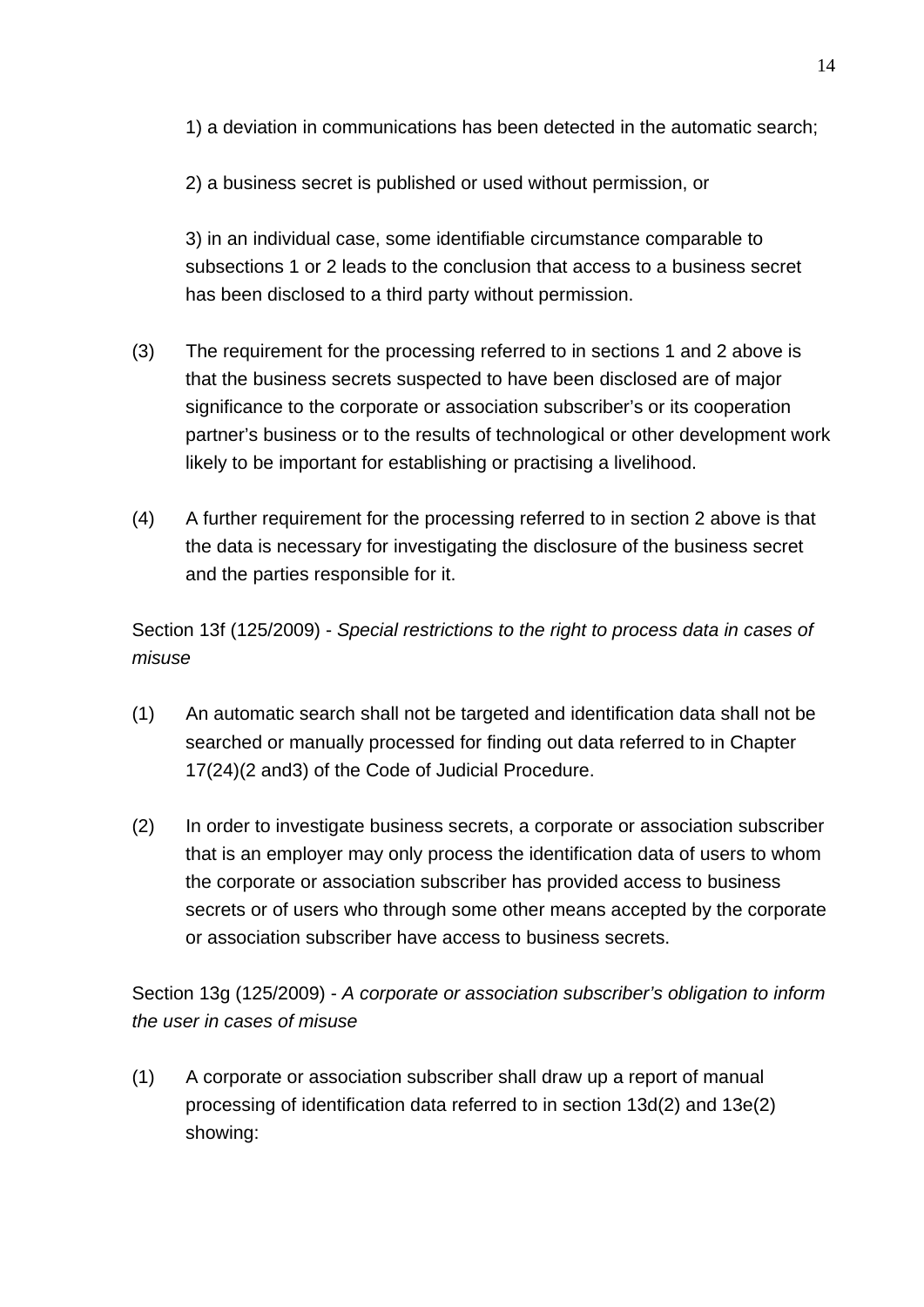1) a deviation in communications has been detected in the automatic search;

2) a business secret is published or used without permission, or

3) in an individual case, some identifiable circumstance comparable to subsections 1 or 2 leads to the conclusion that access to a business secret has been disclosed to a third party without permission.

(3) The requirement for the processing referred to in sections 1 and 2 above is that the business secrets suspected to have been disclosed are of major significance to the corporate or association subscriber's or its cooperation partner's business or to the results of technological or other development work likely to be important for establishing or practising a livelihood.

(4) A further requirement for the processing referred to in section 2 above is that the data is necessary for investigating the disclosure of the business secret and the parties responsible for it.

Section 13f (125/2009) - *Special restrictions to the right to process data in cases of misuse*

(1) An automatic search shall not be targeted and identification data shall not be searched or manually processed for finding out data referred to in Chapter 17(24)(2 and3) of the Code of Judicial Procedure.

(2) In order to investigate business secrets, a corporate or association subscriber that is an employer may only process the identification data of users to whom the corporate or association subscriber has provided access to business secrets or of users who through some other means accepted by the corporate or association subscriber have access to business secrets.

Section 13g (125/2009) - *A corporate or association subscriber's obligation to inform the user in cases of misuse*

(1) A corporate or association subscriber shall draw up a report of manual processing of identification data referred to in section 13d(2) and 13e(2) showing: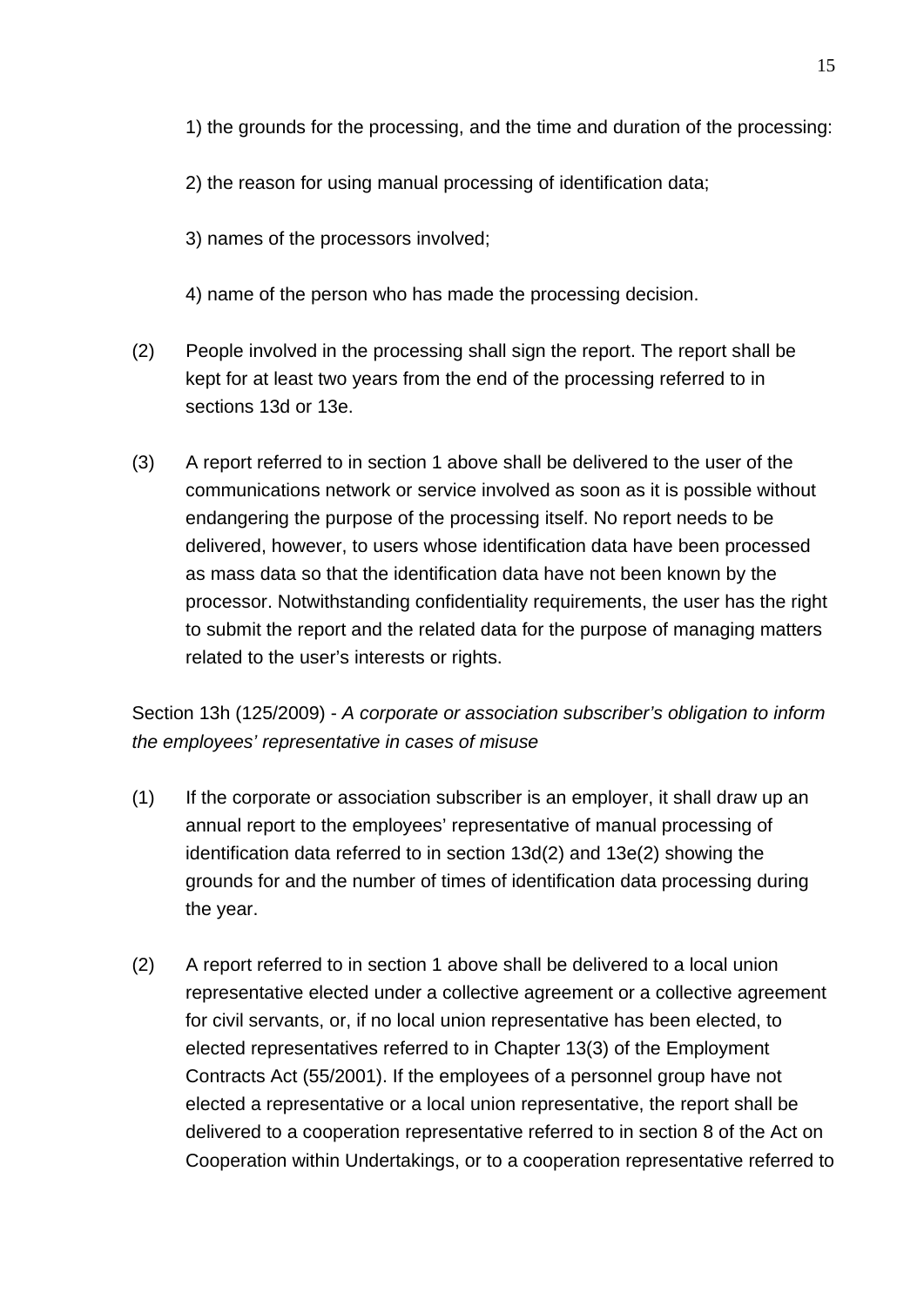1) the grounds for the processing, and the time and duration of the processing:

2) the reason for using manual processing of identification data;

3) names of the processors involved;

4) name of the person who has made the processing decision.

(2) People involved in the processing shall sign the report. The report shall be kept for at least two years from the end of the processing referred to in sections 13d or 13e.

(3) A report referred to in section 1 above shall be delivered to the user of the communications network or service involved as soon as it is possible without endangering the purpose of the processing itself. No report needs to be delivered, however, to users whose identification data have been processed as mass data so that the identification data have not been known by the processor. Notwithstanding confidentiality requirements, the user has the right to submit the report and the related data for the purpose of managing matters related to the user's interests or rights.

Section 13h (125/2009) - *A corporate or association subscriber's obligation to inform the employees' representative in cases of misuse*

(1) If the corporate or association subscriber is an employer, it shall draw up an annual report to the employees' representative of manual processing of identification data referred to in section 13d(2) and 13e(2) showing the grounds for and the number of times of identification data processing during the year.

(2) A report referred to in section 1 above shall be delivered to a local union representative elected under a collective agreement or a collective agreement for civil servants, or, if no local union representative has been elected, to elected representatives referred to in Chapter 13(3) of the Employment Contracts Act (55/2001). If the employees of a personnel group have not elected a representative or a local union representative, the report shall be delivered to a cooperation representative referred to in section 8 of the Act on Cooperation within Undertakings, or to a cooperation representative referred to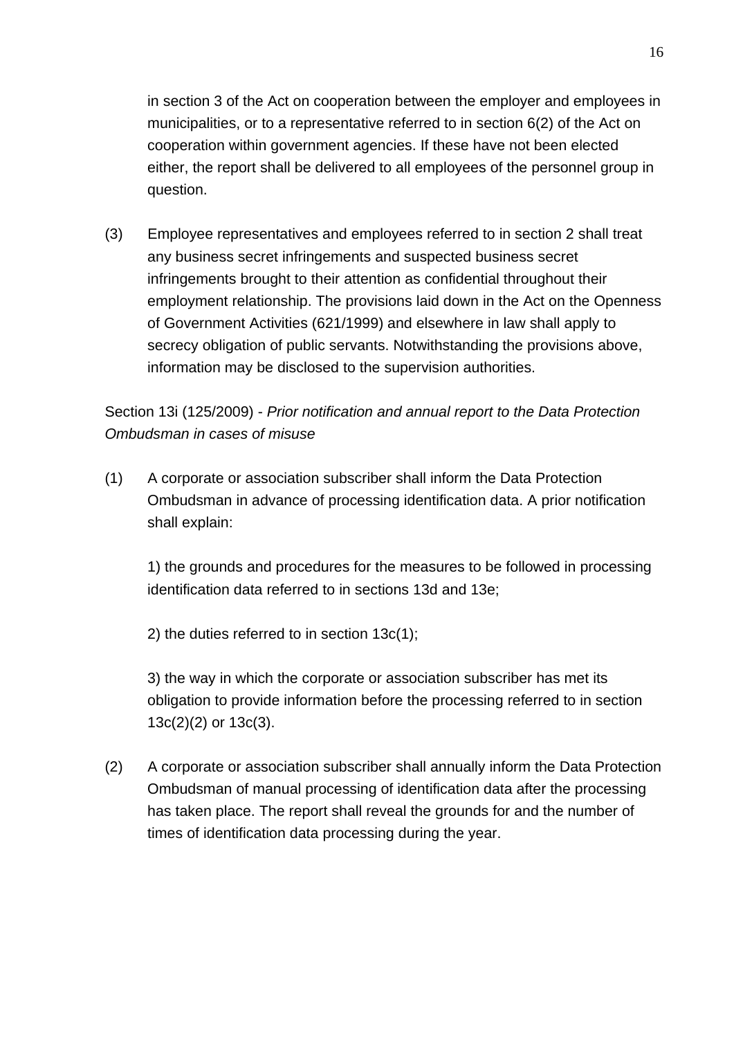in section 3 of the Act on cooperation between the employer and employees in municipalities, or to a representative referred to in section 6(2) of the Act on cooperation within government agencies. If these have not been elected either, the report shall be delivered to all employees of the personnel group in question.

(3) Employee representatives and employees referred to in section 2 shall treat any business secret infringements and suspected business secret infringements brought to their attention as confidential throughout their employment relationship. The provisions laid down in the Act on the Openness of Government Activities (621/1999) and elsewhere in law shall apply to secrecy obligation of public servants. Notwithstanding the provisions above, information may be disclosed to the supervision authorities.

Section 13i (125/2009) - *Prior notification and annual report to the Data Protection Ombudsman in cases of misuse*

(1) A corporate or association subscriber shall inform the Data Protection Ombudsman in advance of processing identification data. A prior notification shall explain:

1) the grounds and procedures for the measures to be followed in processing identification data referred to in sections 13d and 13e;

2) the duties referred to in section 13c(1);

3) the way in which the corporate or association subscriber has met its obligation to provide information before the processing referred to in section 13c(2)(2) or 13c(3).

(2) A corporate or association subscriber shall annually inform the Data Protection Ombudsman of manual processing of identification data after the processing has taken place. The report shall reveal the grounds for and the number of times of identification data processing during the year.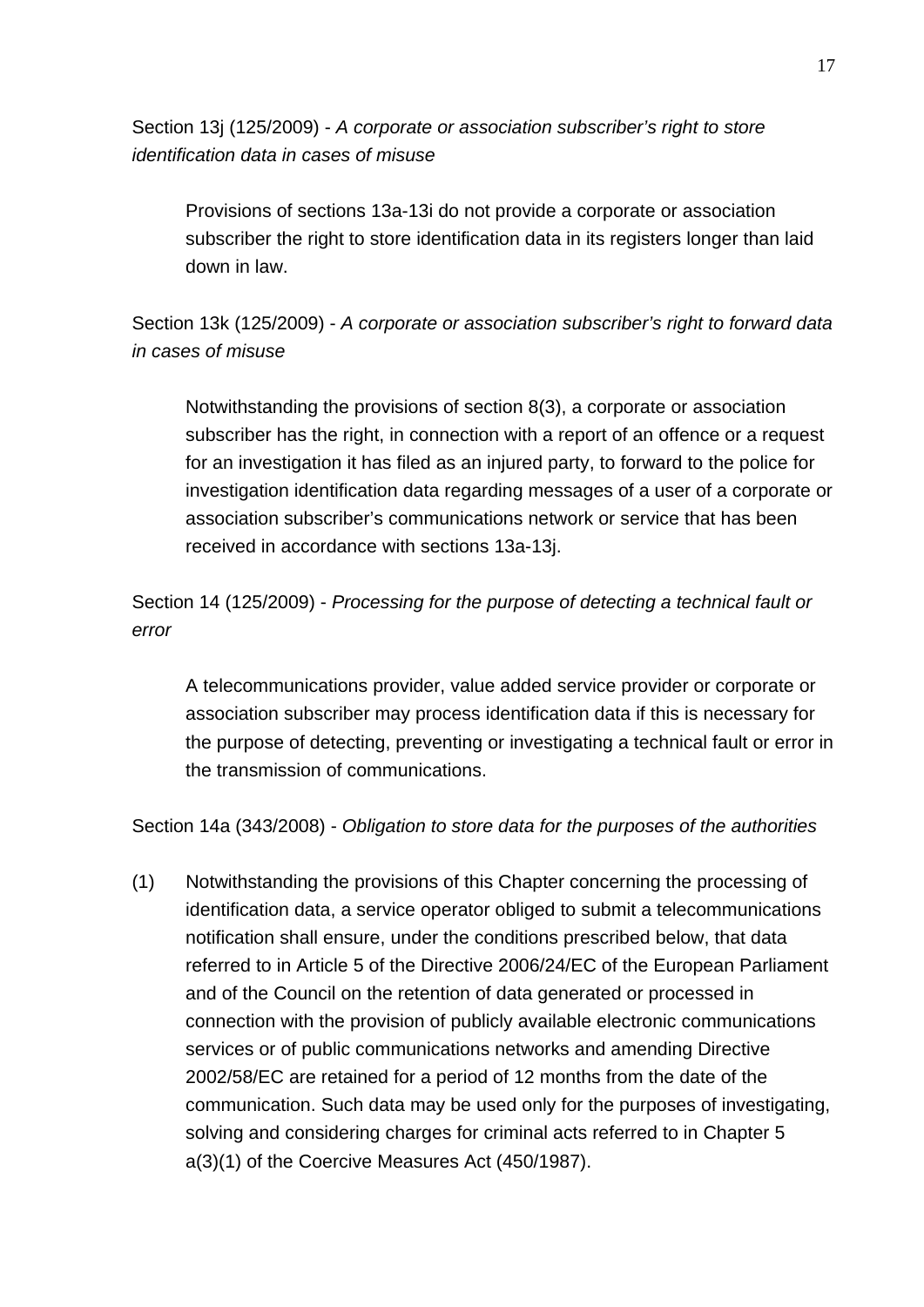Section 13j (125/2009) - *A corporate or association subscriber's right to store identification data in cases of misuse*

Provisions of sections 13a-13i do not provide a corporate or association subscriber the right to store identification data in its registers longer than laid down in law.

Section 13k (125/2009) - *A corporate or association subscriber's right to forward data in cases of misuse*

Notwithstanding the provisions of section 8(3), a corporate or association subscriber has the right, in connection with a report of an offence or a request for an investigation it has filed as an injured party, to forward to the police for investigation identification data regarding messages of a user of a corporate or association subscriber's communications network or service that has been received in accordance with sections 13a-13j.

Section 14 (125/2009) - *Processing for the purpose of detecting a technical fault or error*

A telecommunications provider, value added service provider or corporate or association subscriber may process identification data if this is necessary for the purpose of detecting, preventing or investigating a technical fault or error in the transmission of communications.

Section 14a (343/2008) - *Obligation to store data for the purposes of the authorities*

(1) Notwithstanding the provisions of this Chapter concerning the processing of identification data, a service operator obliged to submit a telecommunications notification shall ensure, under the conditions prescribed below, that data referred to in Article 5 of the Directive 2006/24/EC of the European Parliament and of the Council on the retention of data generated or processed in connection with the provision of publicly available electronic communications services or of public communications networks and amending Directive 2002/58/EC are retained for a period of 12 months from the date of the communication. Such data may be used only for the purposes of investigating, solving and considering charges for criminal acts referred to in Chapter 5 a(3)(1) of the Coercive Measures Act (450/1987).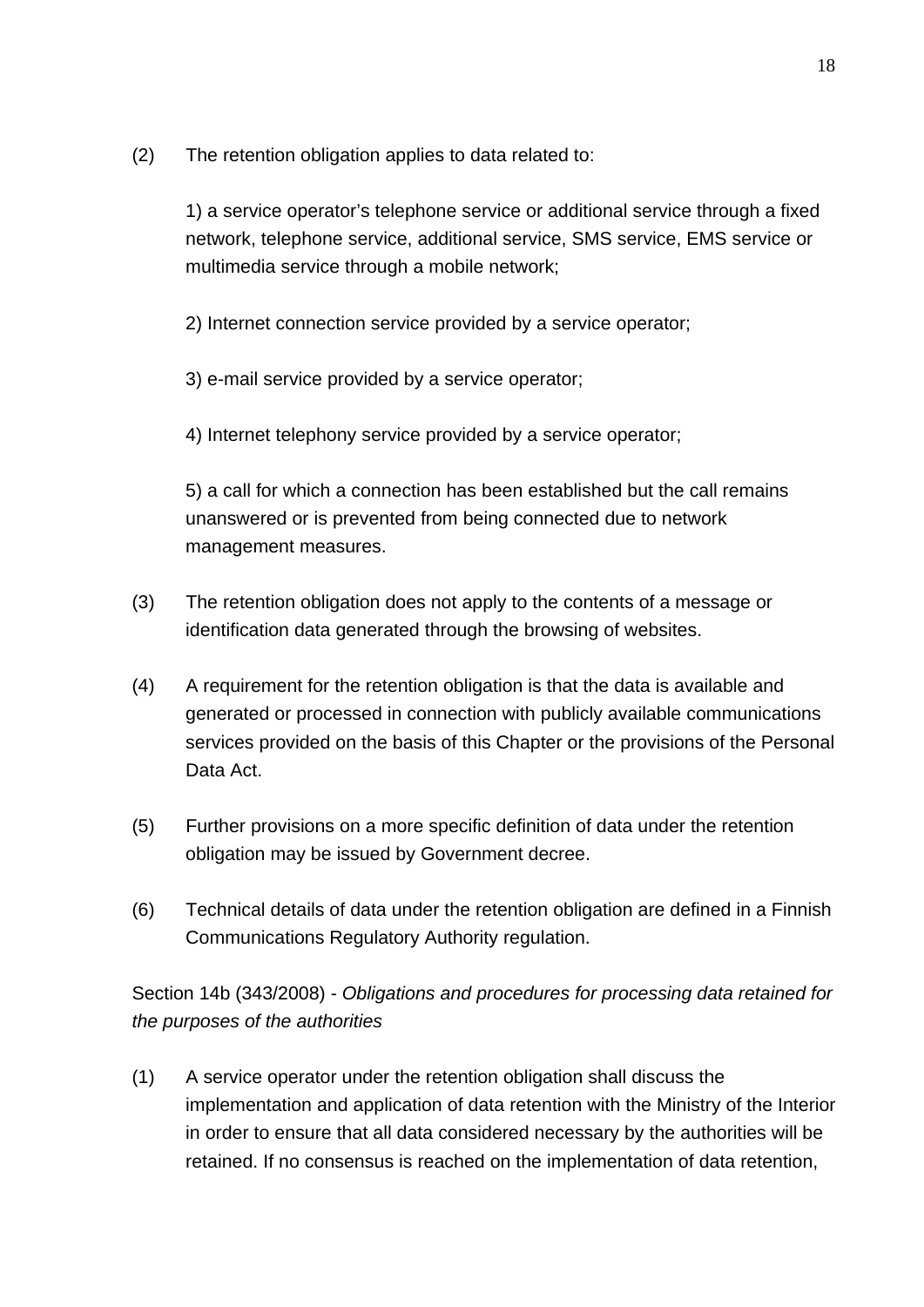(2) The retention obligation applies to data related to:

1) a service operator's telephone service or additional service through a fixed network, telephone service, additional service, SMS service, EMS service or multimedia service through a mobile network;

2) Internet connection service provided by a service operator;

3) e-mail service provided by a service operator;

4) Internet telephony service provided by a service operator;

5) a call for which a connection has been established but the call remains unanswered or is prevented from being connected due to network management measures.

(3) The retention obligation does not apply to the contents of a message or identification data generated through the browsing of websites.

(4) A requirement for the retention obligation is that the data is available and generated or processed in connection with publicly available communications services provided on the basis of this Chapter or the provisions of the Personal Data Act.

(5) Further provisions on a more specific definition of data under the retention obligation may be issued by Government decree.

(6) Technical details of data under the retention obligation are defined in a Finnish Communications Regulatory Authority regulation.

Section 14b (343/2008) - *Obligations and procedures for processing data retained for the purposes of the authorities*

(1) A service operator under the retention obligation shall discuss the implementation and application of data retention with the Ministry of the Interior in order to ensure that all data considered necessary by the authorities will be retained. If no consensus is reached on the implementation of data retention,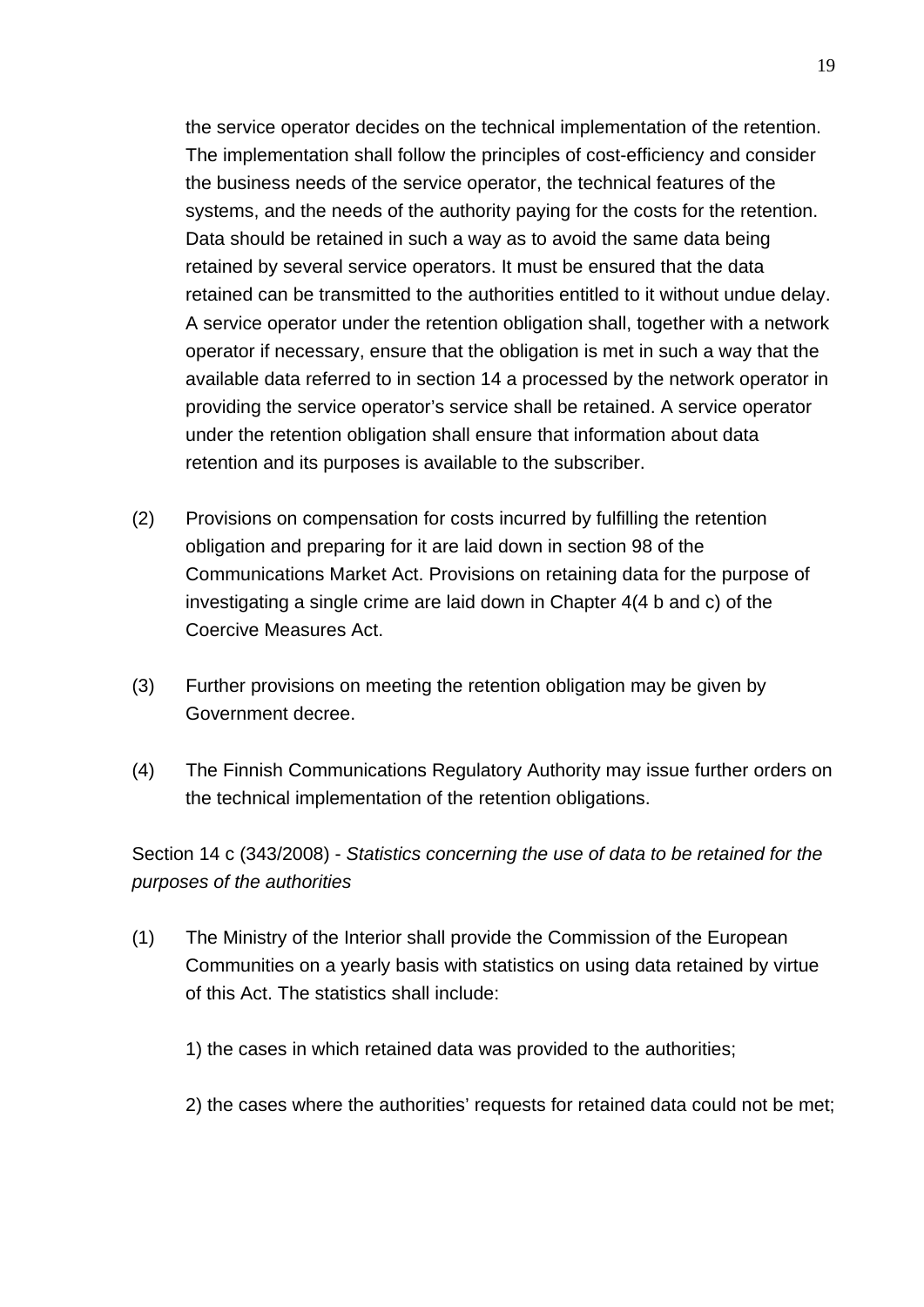the service operator decides on the technical implementation of the retention. The implementation shall follow the principles of cost-efficiency and consider the business needs of the service operator, the technical features of the systems, and the needs of the authority paying for the costs for the retention. Data should be retained in such a way as to avoid the same data being retained by several service operators. It must be ensured that the data retained can be transmitted to the authorities entitled to it without undue delay. A service operator under the retention obligation shall, together with a network operator if necessary, ensure that the obligation is met in such a way that the available data referred to in section 14 a processed by the network operator in providing the service operator's service shall be retained. A service operator under the retention obligation shall ensure that information about data retention and its purposes is available to the subscriber.

(2) Provisions on compensation for costs incurred by fulfilling the retention obligation and preparing for it are laid down in section 98 of the Communications Market Act. Provisions on retaining data for the purpose of investigating a single crime are laid down in Chapter 4(4 b and c) of the Coercive Measures Act.

(3) Further provisions on meeting the retention obligation may be given by Government decree.

(4) The Finnish Communications Regulatory Authority may issue further orders on the technical implementation of the retention obligations.

Section 14 c (343/2008) - *Statistics concerning the use of data to be retained for the purposes of the authorities*

(1) The Ministry of the Interior shall provide the Commission of the European Communities on a yearly basis with statistics on using data retained by virtue of this Act. The statistics shall include:

1) the cases in which retained data was provided to the authorities;

2) the cases where the authorities' requests for retained data could not be met;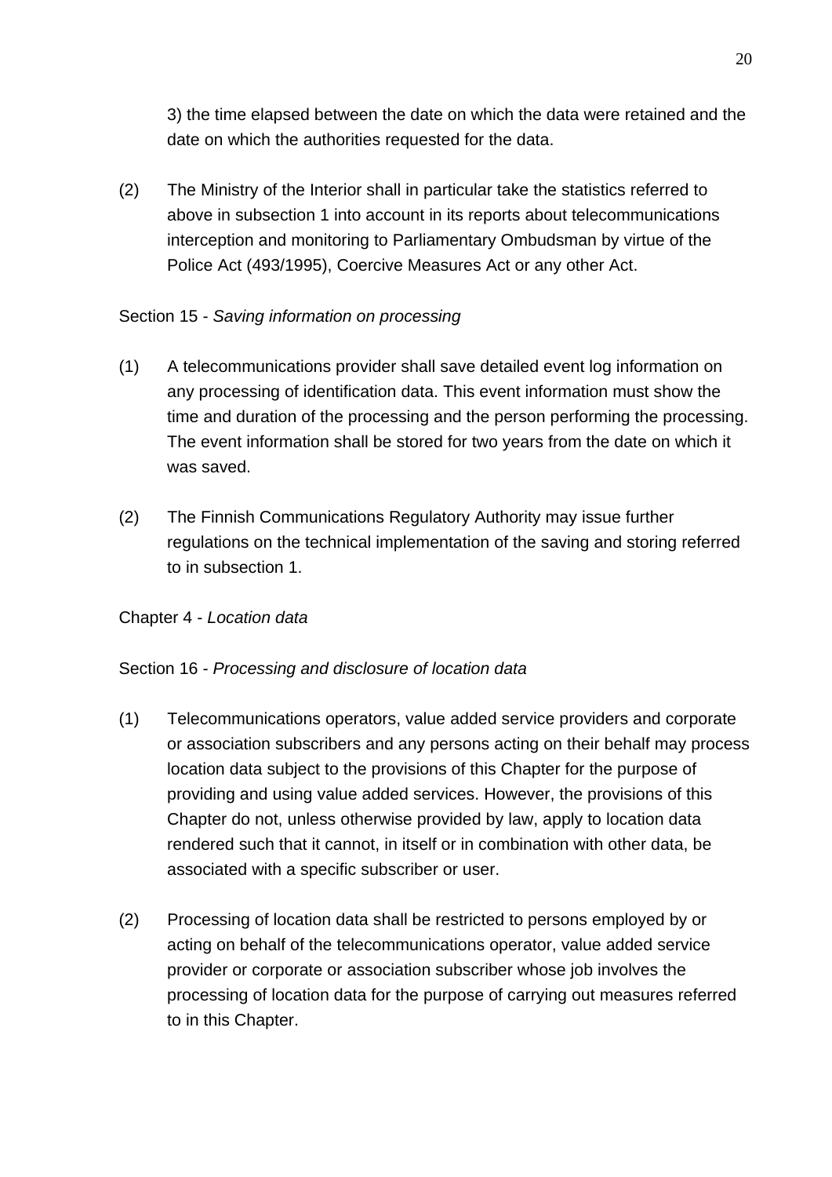3) the time elapsed between the date on which the data were retained and the date on which the authorities requested for the data.

(2) The Ministry of the Interior shall in particular take the statistics referred to above in subsection 1 into account in its reports about telecommunications interception and monitoring to Parliamentary Ombudsman by virtue of the Police Act (493/1995), Coercive Measures Act or any other Act.

Section 15 - *Saving information on processing*

(1) A telecommunications provider shall save detailed event log information on any processing of identification data. This event information must show the time and duration of the processing and the person performing the processing. The event information shall be stored for two years from the date on which it was saved.

(2) The Finnish Communications Regulatory Authority may issue further regulations on the technical implementation of the saving and storing referred to in subsection 1.

Chapter 4 - *Location data*

Section 16 - *Processing and disclosure of location data*

(1) Telecommunications operators, value added service providers and corporate or association subscribers and any persons acting on their behalf may process location data subject to the provisions of this Chapter for the purpose of providing and using value added services. However, the provisions of this Chapter do not, unless otherwise provided by law, apply to location data rendered such that it cannot, in itself or in combination with other data, be associated with a specific subscriber or user.

(2) Processing of location data shall be restricted to persons employed by or acting on behalf of the telecommunications operator, value added service provider or corporate or association subscriber whose job involves the processing of location data for the purpose of carrying out measures referred to in this Chapter.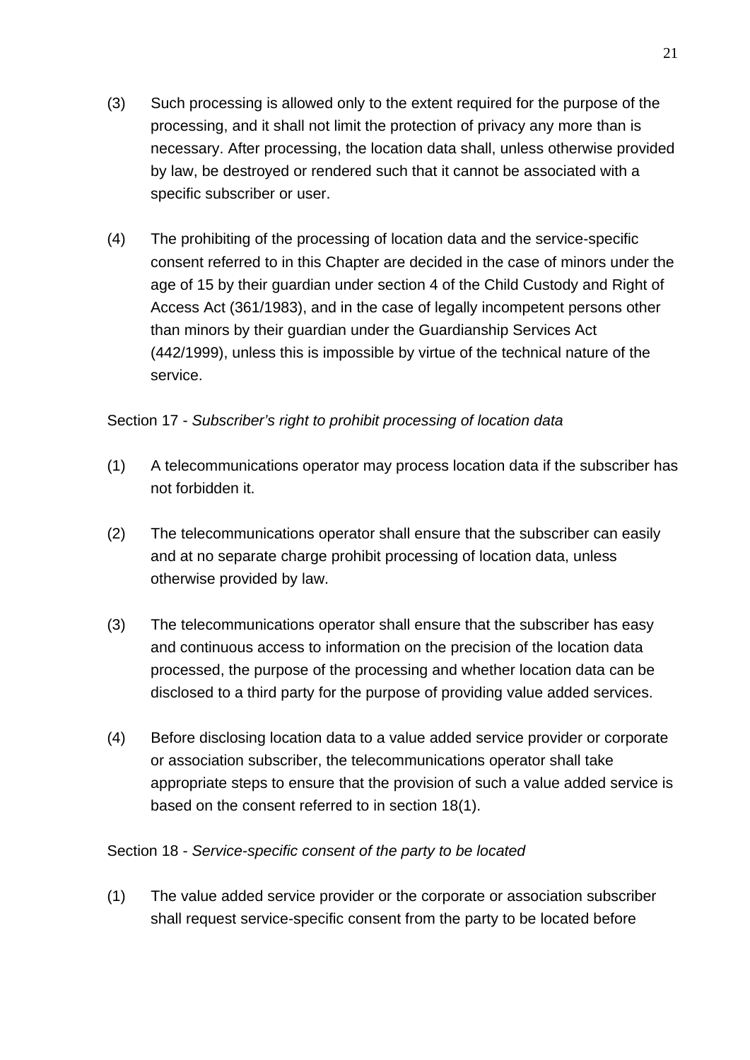(3) Such processing is allowed only to the extent required for the purpose of the processing, and it shall not limit the protection of privacy any more than is necessary. After processing, the location data shall, unless otherwise provided by law, be destroyed or rendered such that it cannot be associated with a specific subscriber or user.

(4) The prohibiting of the processing of location data and the service-specific consent referred to in this Chapter are decided in the case of minors under the age of 15 by their guardian under section 4 of the Child Custody and Right of Access Act (361/1983), and in the case of legally incompetent persons other than minors by their guardian under the Guardianship Services Act (442/1999), unless this is impossible by virtue of the technical nature of the service.

Section 17 - *Subscriber's right to prohibit processing of location data*

(1) A telecommunications operator may process location data if the subscriber has not forbidden it.

(2) The telecommunications operator shall ensure that the subscriber can easily and at no separate charge prohibit processing of location data, unless otherwise provided by law.

(3) The telecommunications operator shall ensure that the subscriber has easy and continuous access to information on the precision of the location data processed, the purpose of the processing and whether location data can be disclosed to a third party for the purpose of providing value added services.

(4) Before disclosing location data to a value added service provider or corporate or association subscriber, the telecommunications operator shall take appropriate steps to ensure that the provision of such a value added service is based on the consent referred to in section 18(1).

Section 18 - *Service-specific consent of the party to be located*

(1) The value added service provider or the corporate or association subscriber shall request service-specific consent from the party to be located before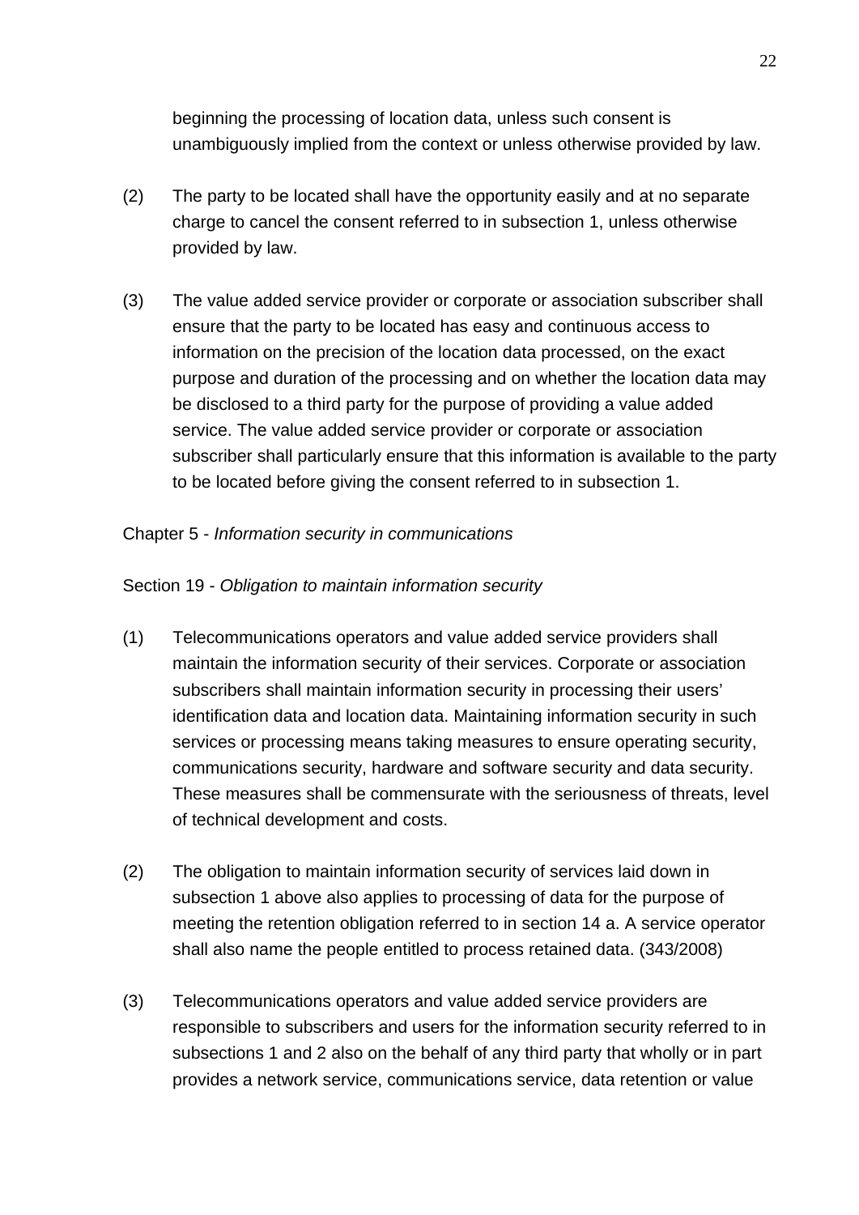beginning the processing of location data, unless such consent is unambiguously implied from the context or unless otherwise provided by law.

(2) The party to be located shall have the opportunity easily and at no separate charge to cancel the consent referred to in subsection 1, unless otherwise provided by law.

(3) The value added service provider or corporate or association subscriber shall ensure that the party to be located has easy and continuous access to information on the precision of the location data processed, on the exact purpose and duration of the processing and on whether the location data may be disclosed to a third party for the purpose of providing a value added service. The value added service provider or corporate or association subscriber shall particularly ensure that this information is available to the party to be located before giving the consent referred to in subsection 1.

## Chapter 5 - *Information security in communications*

### Section 19 - *Obligation to maintain information security*

(1) Telecommunications operators and value added service providers shall maintain the information security of their services. Corporate or association subscribers shall maintain information security in processing their users' identification data and location data. Maintaining information security in such services or processing means taking measures to ensure operating security, communications security, hardware and software security and data security. These measures shall be commensurate with the seriousness of threats, level of technical development and costs.

(2) The obligation to maintain information security of services laid down in subsection 1 above also applies to processing of data for the purpose of meeting the retention obligation referred to in section 14 a. A service operator shall also name the people entitled to process retained data. (343/2008)

(3) Telecommunications operators and value added service providers are responsible to subscribers and users for the information security referred to in subsections 1 and 2 also on the behalf of any third party that wholly or in part provides a network service, communications service, data retention or value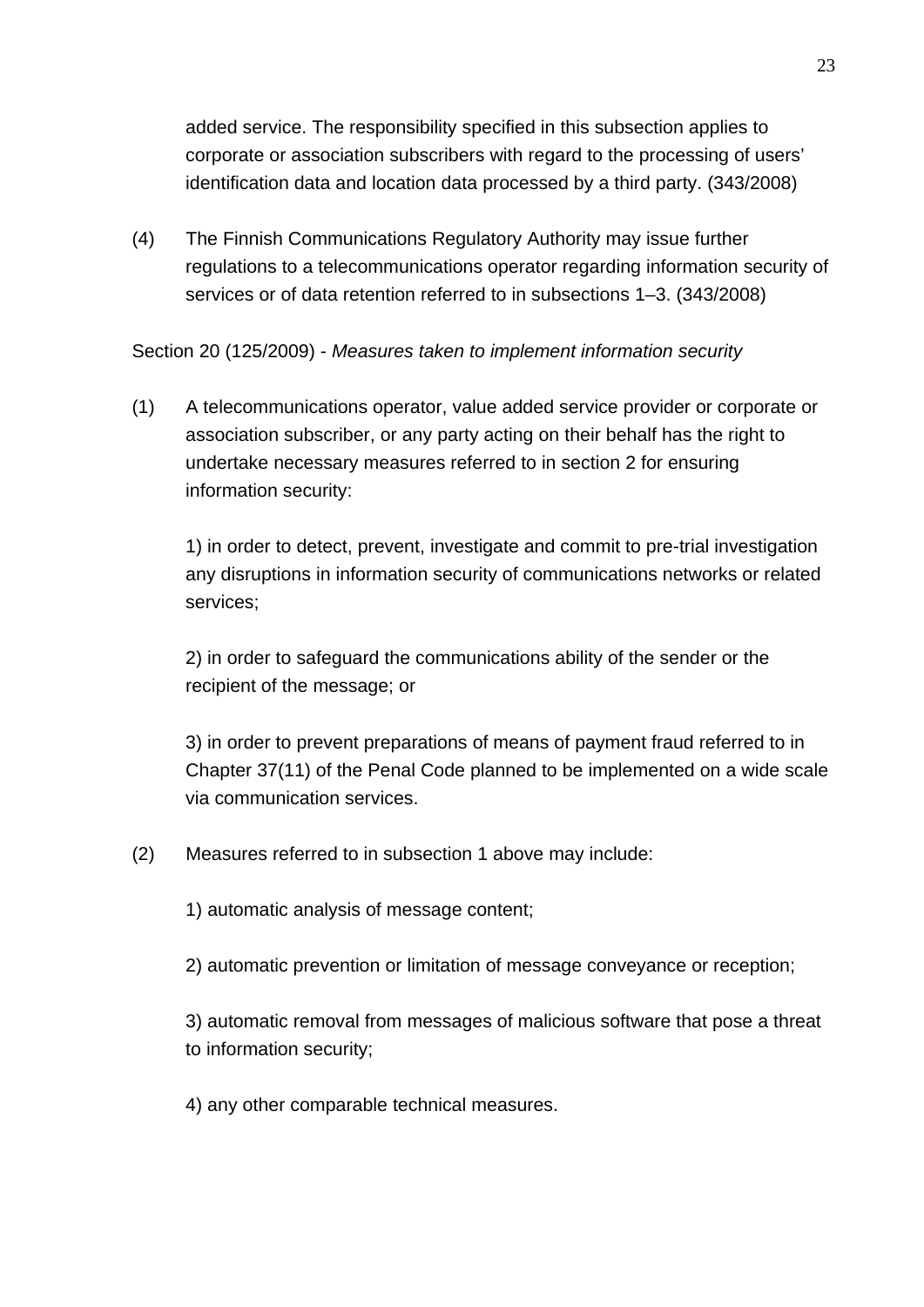added service. The responsibility specified in this subsection applies to corporate or association subscribers with regard to the processing of users' identification data and location data processed by a third party. (343/2008)

(4) The Finnish Communications Regulatory Authority may issue further regulations to a telecommunications operator regarding information security of services or of data retention referred to in subsections 1–3. (343/2008)

Section 20 (125/2009) - *Measures taken to implement information security*

(1) A telecommunications operator, value added service provider or corporate or association subscriber, or any party acting on their behalf has the right to undertake necessary measures referred to in section 2 for ensuring information security:

1) in order to detect, prevent, investigate and commit to pre-trial investigation any disruptions in information security of communications networks or related services;

2) in order to safeguard the communications ability of the sender or the recipient of the message; or

3) in order to prevent preparations of means of payment fraud referred to in Chapter 37(11) of the Penal Code planned to be implemented on a wide scale via communication services.

(2) Measures referred to in subsection 1 above may include:

1) automatic analysis of message content;

2) automatic prevention or limitation of message conveyance or reception;

3) automatic removal from messages of malicious software that pose a threat to information security;

4) any other comparable technical measures.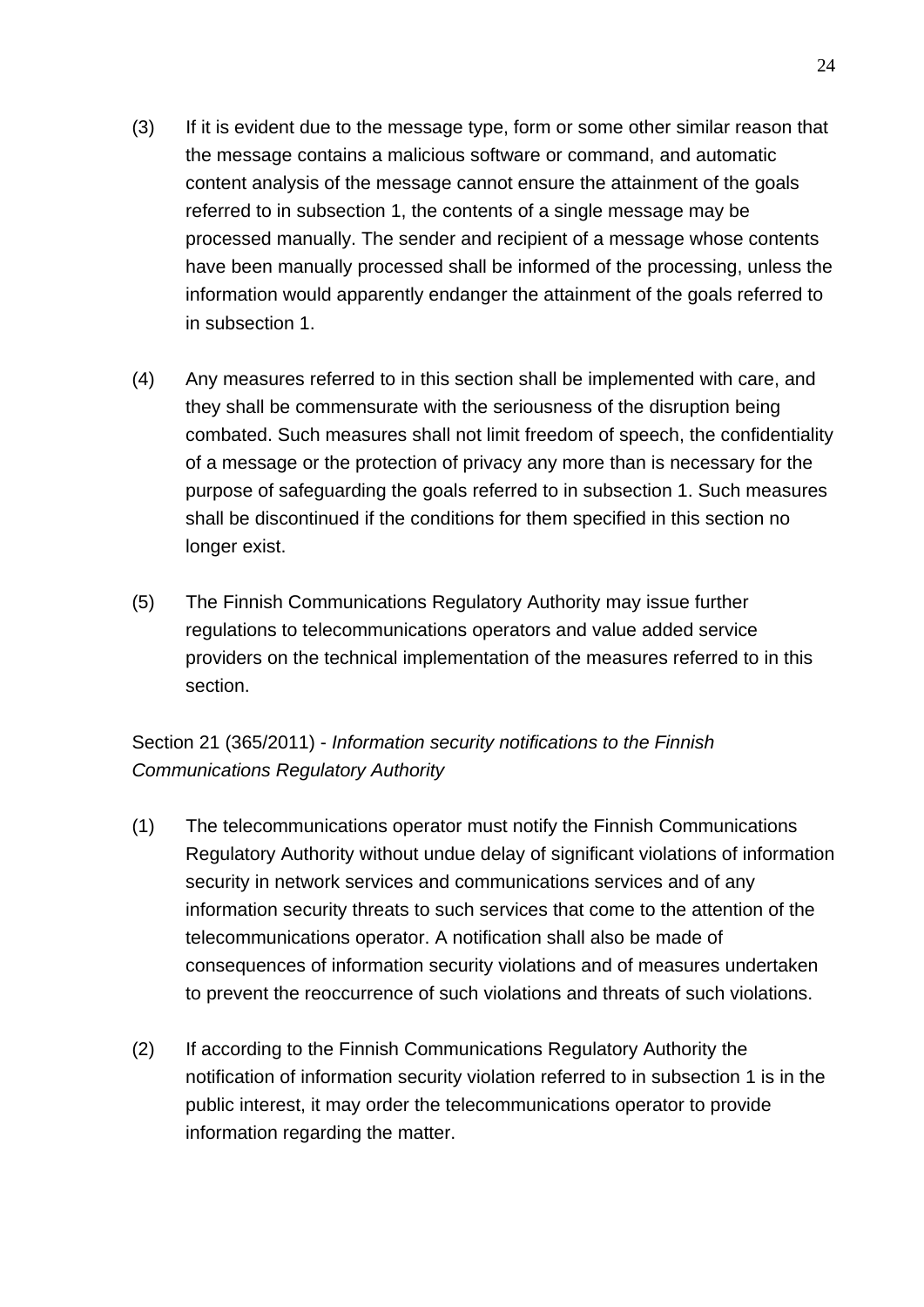(3) If it is evident due to the message type, form or some other similar reason that the message contains a malicious software or command, and automatic content analysis of the message cannot ensure the attainment of the goals referred to in subsection 1, the contents of a single message may be processed manually. The sender and recipient of a message whose contents have been manually processed shall be informed of the processing, unless the information would apparently endanger the attainment of the goals referred to in subsection 1.

(4) Any measures referred to in this section shall be implemented with care, and they shall be commensurate with the seriousness of the disruption being combated. Such measures shall not limit freedom of speech, the confidentiality of a message or the protection of privacy any more than is necessary for the purpose of safeguarding the goals referred to in subsection 1. Such measures shall be discontinued if the conditions for them specified in this section no longer exist.

(5) The Finnish Communications Regulatory Authority may issue further regulations to telecommunications operators and value added service providers on the technical implementation of the measures referred to in this section.

Section 21 (365/2011) - *Information security notifications to the Finnish Communications Regulatory Authority*

(1) The telecommunications operator must notify the Finnish Communications Regulatory Authority without undue delay of significant violations of information security in network services and communications services and of any information security threats to such services that come to the attention of the telecommunications operator. A notification shall also be made of consequences of information security violations and of measures undertaken to prevent the reoccurrence of such violations and threats of such violations.

(2) If according to the Finnish Communications Regulatory Authority the notification of information security violation referred to in subsection 1 is in the public interest, it may order the telecommunications operator to provide information regarding the matter.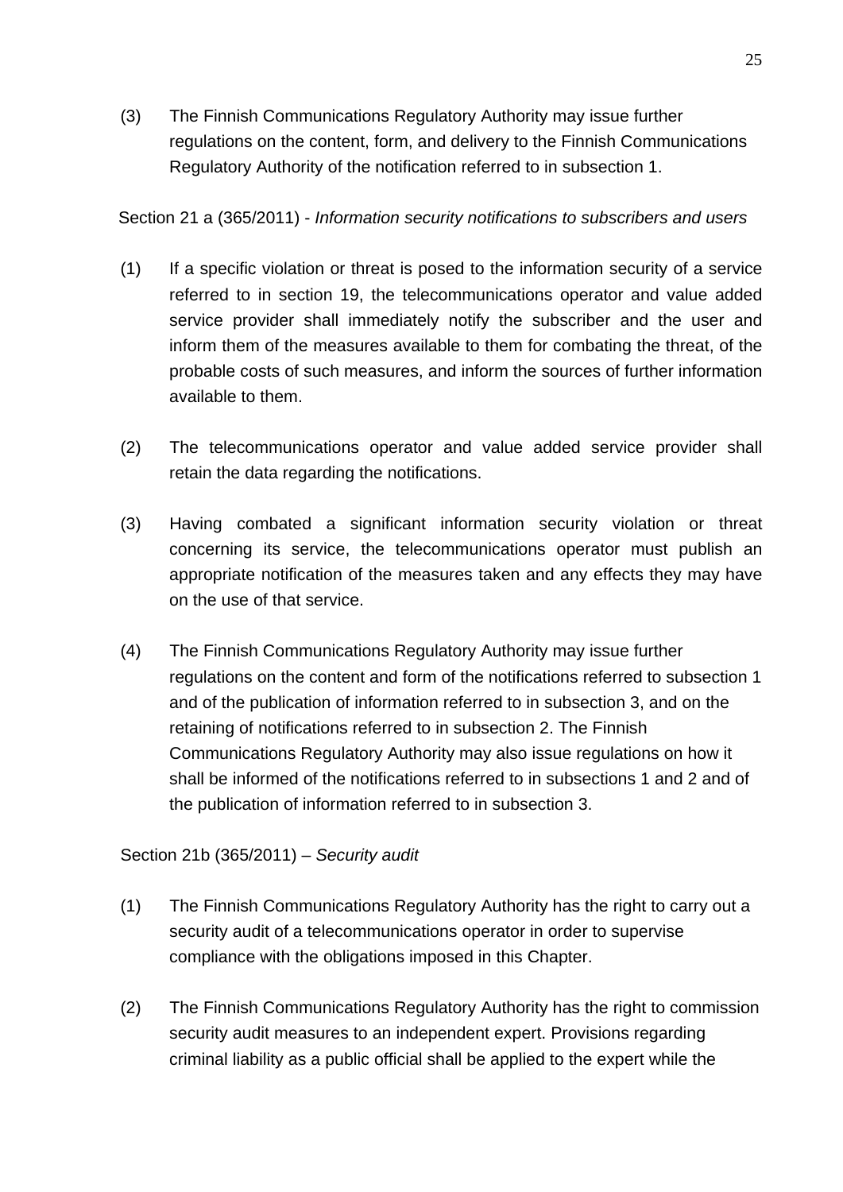(3) The Finnish Communications Regulatory Authority may issue further regulations on the content, form, and delivery to the Finnish Communications Regulatory Authority of the notification referred to in subsection 1.

Section 21 a (365/2011) - *Information security notifications to subscribers and users*

(1) If a specific violation or threat is posed to the information security of a service referred to in section 19, the telecommunications operator and value added service provider shall immediately notify the subscriber and the user and inform them of the measures available to them for combating the threat, of the probable costs of such measures, and inform the sources of further information available to them.

(2) The telecommunications operator and value added service provider shall retain the data regarding the notifications.

(3) Having combated a significant information security violation or threat concerning its service, the telecommunications operator must publish an appropriate notification of the measures taken and any effects they may have on the use of that service.

(4) The Finnish Communications Regulatory Authority may issue further regulations on the content and form of the notifications referred to subsection 1 and of the publication of information referred to in subsection 3, and on the retaining of notifications referred to in subsection 2. The Finnish Communications Regulatory Authority may also issue regulations on how it shall be informed of the notifications referred to in subsections 1 and 2 and of the publication of information referred to in subsection 3.

Section 21b (365/2011) – *Security audit*

(1) The Finnish Communications Regulatory Authority has the right to carry out a security audit of a telecommunications operator in order to supervise compliance with the obligations imposed in this Chapter.

(2) The Finnish Communications Regulatory Authority has the right to commission security audit measures to an independent expert. Provisions regarding criminal liability as a public official shall be applied to the expert while the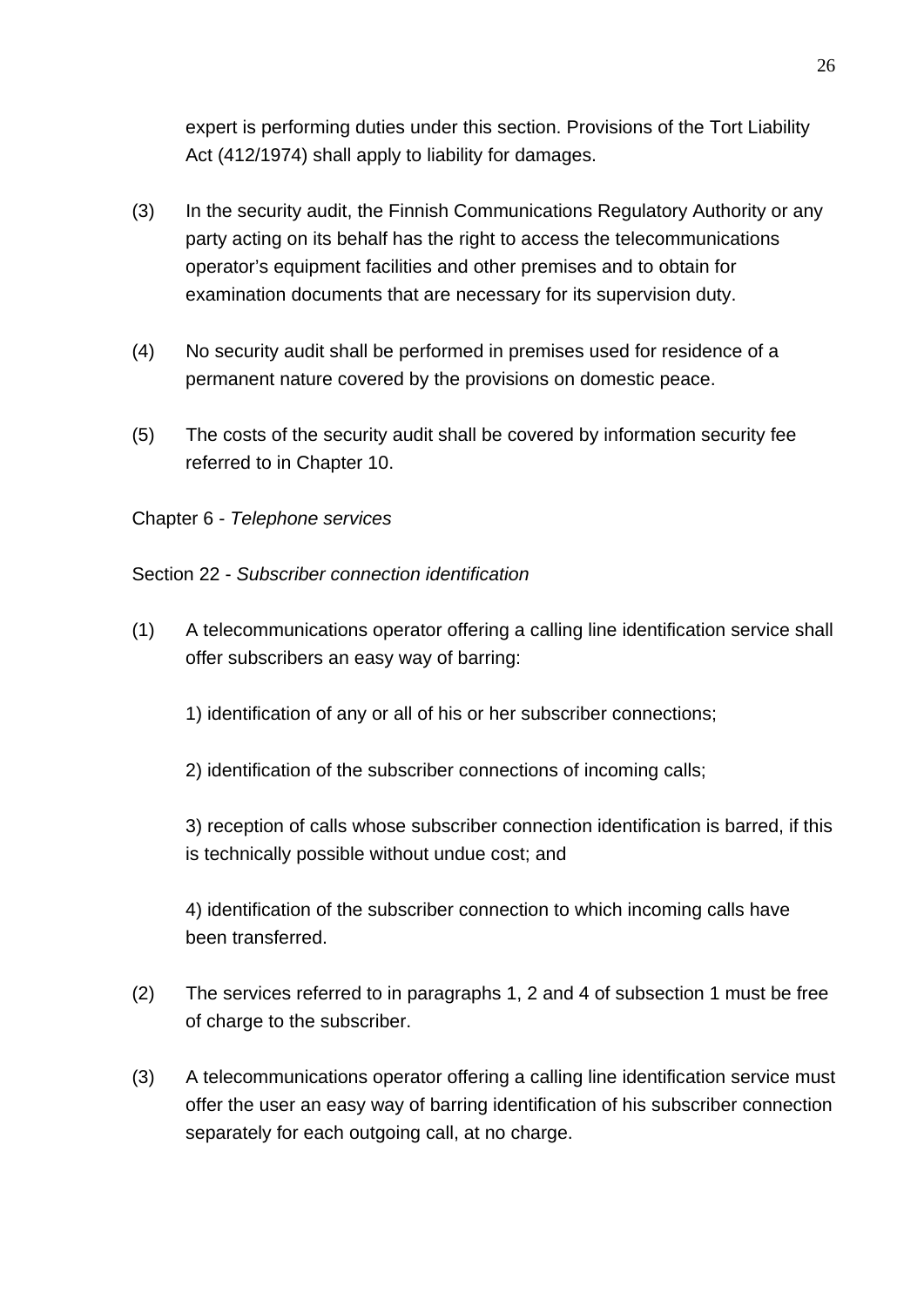expert is performing duties under this section. Provisions of the Tort Liability Act (412/1974) shall apply to liability for damages.

(3) In the security audit, the Finnish Communications Regulatory Authority or any party acting on its behalf has the right to access the telecommunications operator's equipment facilities and other premises and to obtain for examination documents that are necessary for its supervision duty.

(4) No security audit shall be performed in premises used for residence of a permanent nature covered by the provisions on domestic peace.

(5) The costs of the security audit shall be covered by information security fee referred to in Chapter 10.

## Chapter 6 - *Telephone services*

### Section 22 - *Subscriber connection identification*

(1) A telecommunications operator offering a calling line identification service shall offer subscribers an easy way of barring:

1) identification of any or all of his or her subscriber connections;

2) identification of the subscriber connections of incoming calls;

3) reception of calls whose subscriber connection identification is barred, if this is technically possible without undue cost; and

4) identification of the subscriber connection to which incoming calls have been transferred.

(2) The services referred to in paragraphs 1, 2 and 4 of subsection 1 must be free of charge to the subscriber.

(3) A telecommunications operator offering a calling line identification service must offer the user an easy way of barring identification of his subscriber connection separately for each outgoing call, at no charge.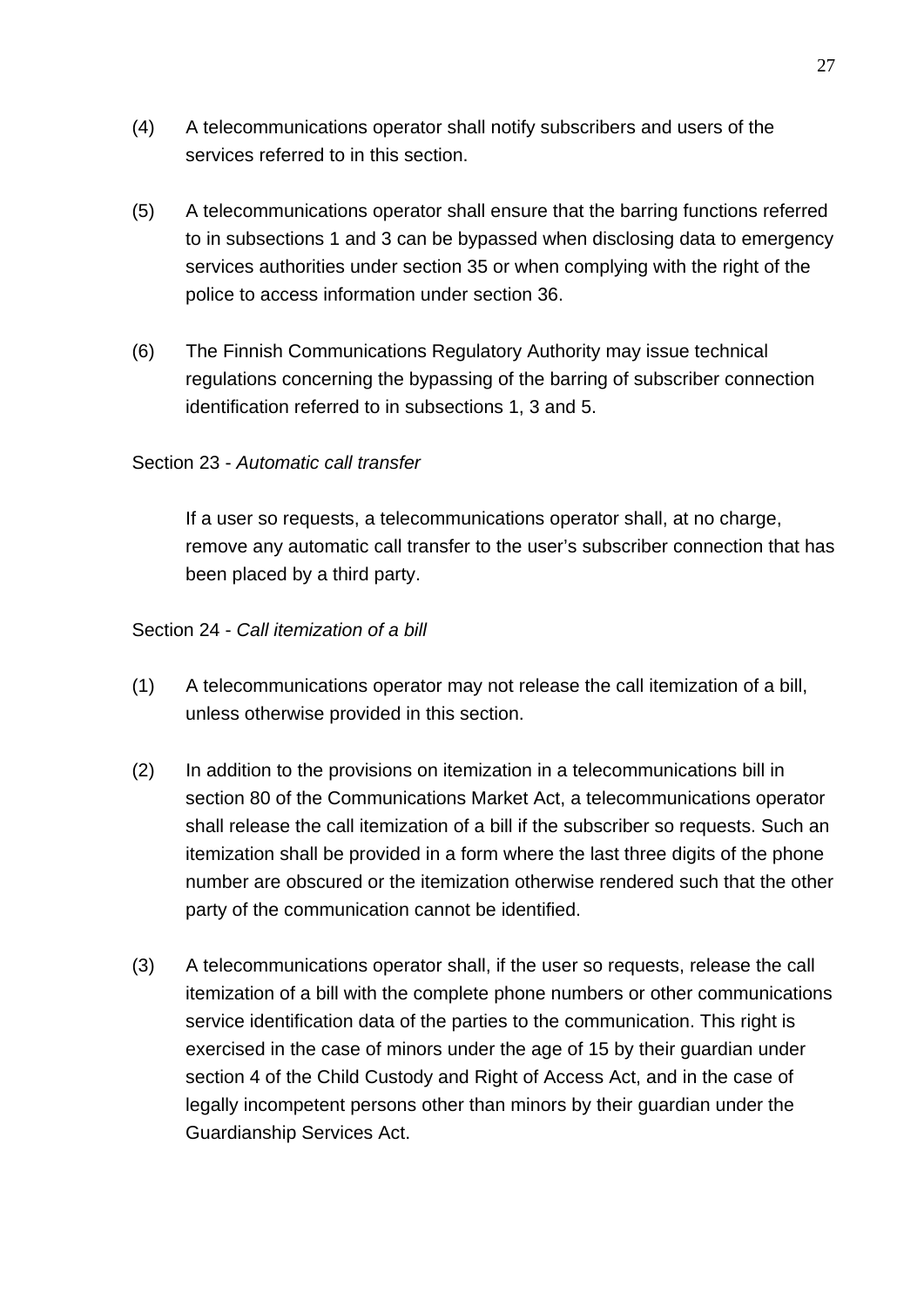(4) A telecommunications operator shall notify subscribers and users of the services referred to in this section.

(5) A telecommunications operator shall ensure that the barring functions referred to in subsections 1 and 3 can be bypassed when disclosing data to emergency services authorities under section 35 or when complying with the right of the police to access information under section 36.

(6) The Finnish Communications Regulatory Authority may issue technical regulations concerning the bypassing of the barring of subscriber connection identification referred to in subsections 1, 3 and 5.

Section 23 - *Automatic call transfer*

If a user so requests, a telecommunications operator shall, at no charge, remove any automatic call transfer to the user's subscriber connection that has been placed by a third party.

Section 24 - *Call itemization of a bill*

(1) A telecommunications operator may not release the call itemization of a bill, unless otherwise provided in this section.

(2) In addition to the provisions on itemization in a telecommunications bill in section 80 of the Communications Market Act, a telecommunications operator shall release the call itemization of a bill if the subscriber so requests. Such an itemization shall be provided in a form where the last three digits of the phone number are obscured or the itemization otherwise rendered such that the other party of the communication cannot be identified.

(3) A telecommunications operator shall, if the user so requests, release the call itemization of a bill with the complete phone numbers or other communications service identification data of the parties to the communication. This right is exercised in the case of minors under the age of 15 by their guardian under section 4 of the Child Custody and Right of Access Act, and in the case of legally incompetent persons other than minors by their guardian under the Guardianship Services Act.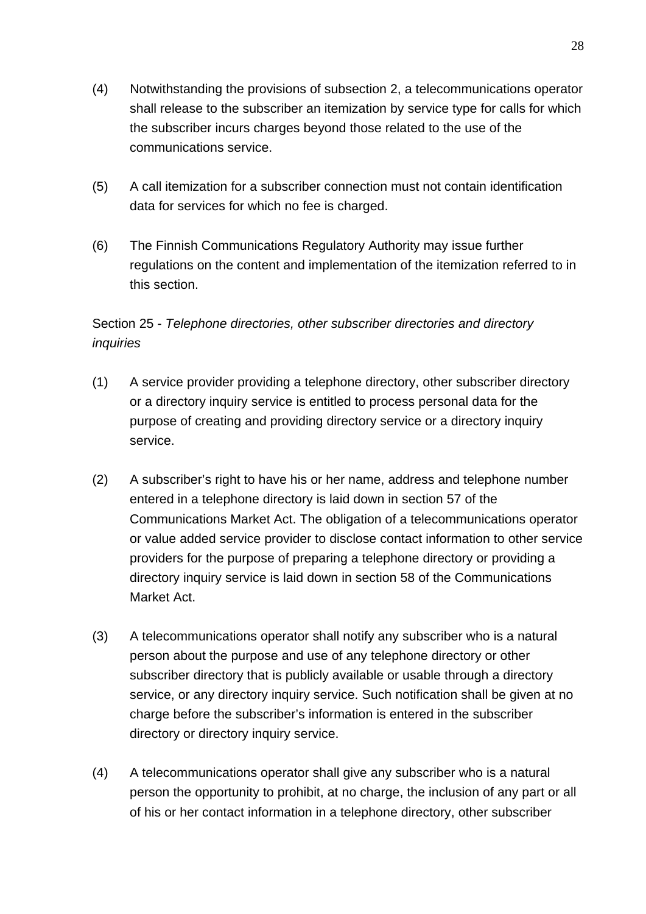(4) Notwithstanding the provisions of subsection 2, a telecommunications operator shall release to the subscriber an itemization by service type for calls for which the subscriber incurs charges beyond those related to the use of the communications service.

(5) A call itemization for a subscriber connection must not contain identification data for services for which no fee is charged.

(6) The Finnish Communications Regulatory Authority may issue further regulations on the content and implementation of the itemization referred to in this section.

Section 25 - *Telephone directories, other subscriber directories and directory inquiries*

(1) A service provider providing a telephone directory, other subscriber directory or a directory inquiry service is entitled to process personal data for the purpose of creating and providing directory service or a directory inquiry service.

(2) A subscriber's right to have his or her name, address and telephone number entered in a telephone directory is laid down in section 57 of the Communications Market Act. The obligation of a telecommunications operator or value added service provider to disclose contact information to other service providers for the purpose of preparing a telephone directory or providing a directory inquiry service is laid down in section 58 of the Communications Market Act.

(3) A telecommunications operator shall notify any subscriber who is a natural person about the purpose and use of any telephone directory or other subscriber directory that is publicly available or usable through a directory service, or any directory inquiry service. Such notification shall be given at no charge before the subscriber's information is entered in the subscriber directory or directory inquiry service.

(4) A telecommunications operator shall give any subscriber who is a natural person the opportunity to prohibit, at no charge, the inclusion of any part or all of his or her contact information in a telephone directory, other subscriber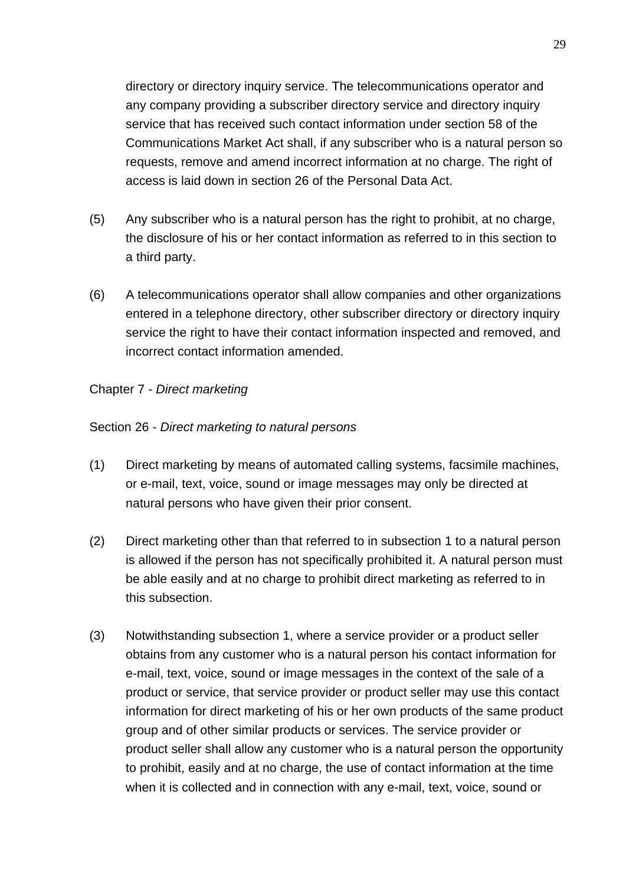directory or directory inquiry service. The telecommunications operator and any company providing a subscriber directory service and directory inquiry service that has received such contact information under section 58 of the Communications Market Act shall, if any subscriber who is a natural person so requests, remove and amend incorrect information at no charge. The right of access is laid down in section 26 of the Personal Data Act.

(5) Any subscriber who is a natural person has the right to prohibit, at no charge, the disclosure of his or her contact information as referred to in this section to a third party.

(6) A telecommunications operator shall allow companies and other organizations entered in a telephone directory, other subscriber directory or directory inquiry service the right to have their contact information inspected and removed, and incorrect contact information amended.

## Chapter 7 - *Direct marketing*

### Section 26 - *Direct marketing to natural persons*

(1) Direct marketing by means of automated calling systems, facsimile machines, or e-mail, text, voice, sound or image messages may only be directed at natural persons who have given their prior consent.

(2) Direct marketing other than that referred to in subsection 1 to a natural person is allowed if the person has not specifically prohibited it. A natural person must be able easily and at no charge to prohibit direct marketing as referred to in this subsection.

(3) Notwithstanding subsection 1, where a service provider or a product seller obtains from any customer who is a natural person his contact information for e-mail, text, voice, sound or image messages in the context of the sale of a product or service, that service provider or product seller may use this contact information for direct marketing of his or her own products of the same product group and of other similar products or services. The service provider or product seller shall allow any customer who is a natural person the opportunity to prohibit, easily and at no charge, the use of contact information at the time when it is collected and in connection with any e-mail, text, voice, sound or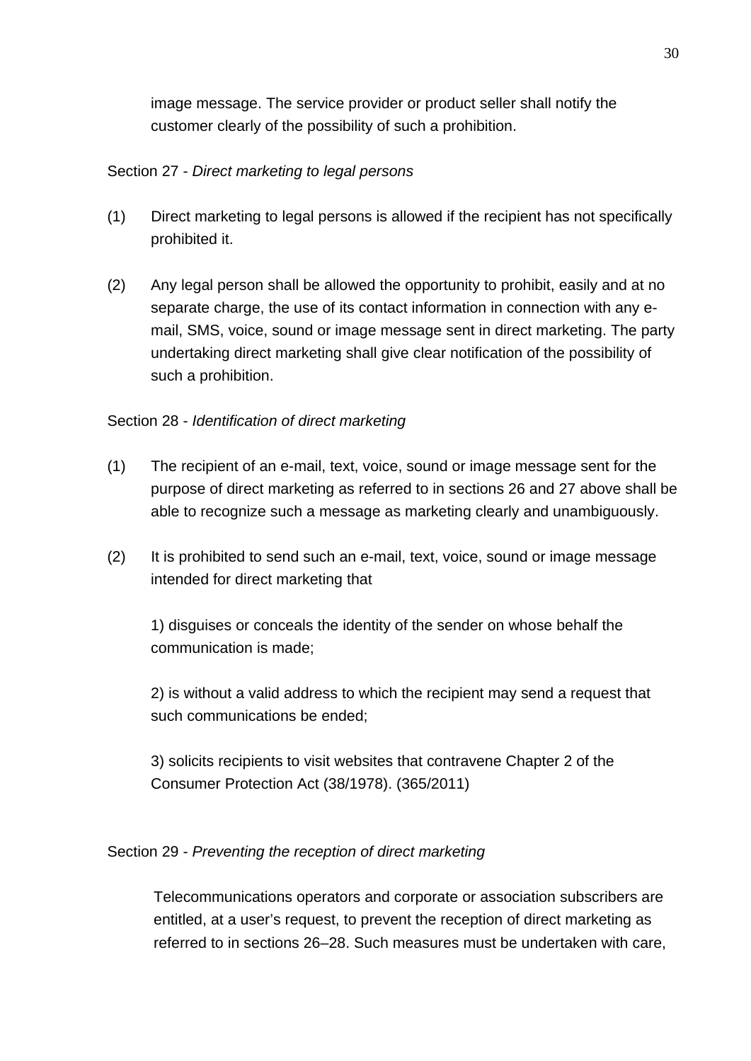image message. The service provider or product seller shall notify the customer clearly of the possibility of such a prohibition.

Section 27 - *Direct marketing to legal persons*

(1) Direct marketing to legal persons is allowed if the recipient has not specifically prohibited it.

(2) Any legal person shall be allowed the opportunity to prohibit, easily and at no separate charge, the use of its contact information in connection with any e-mail, SMS, voice, sound or image message sent in direct marketing. The party undertaking direct marketing shall give clear notification of the possibility of such a prohibition.

Section 28 - *Identification of direct marketing*

(1) The recipient of an e-mail, text, voice, sound or image message sent for the purpose of direct marketing as referred to in sections 26 and 27 above shall be able to recognize such a message as marketing clearly and unambiguously.

(2) It is prohibited to send such an e-mail, text, voice, sound or image message intended for direct marketing that

1) disguises or conceals the identity of the sender on whose behalf the communication is made;

2) is without a valid address to which the recipient may send a request that such communications be ended;

3) solicits recipients to visit websites that contravene Chapter 2 of the Consumer Protection Act (38/1978). (365/2011)

Section 29 - *Preventing the reception of direct marketing*

Telecommunications operators and corporate or association subscribers are entitled, at a user's request, to prevent the reception of direct marketing as referred to in sections 26–28. Such measures must be undertaken with care,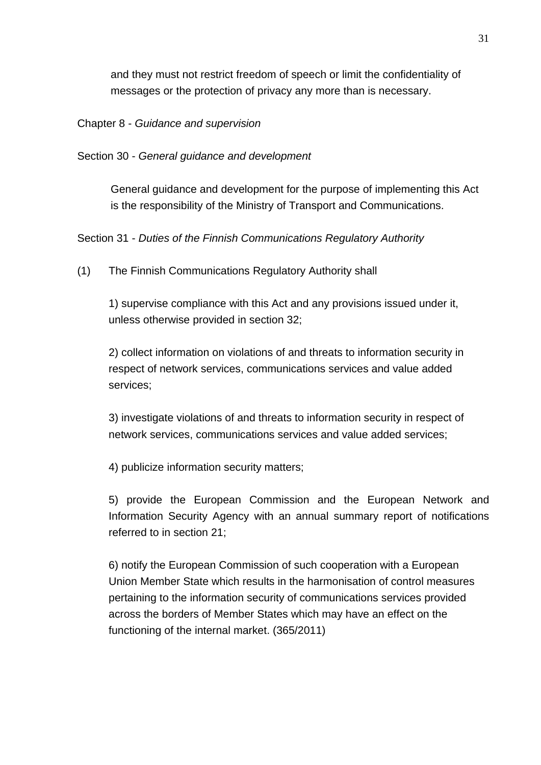and they must not restrict freedom of speech or limit the confidentiality of messages or the protection of privacy any more than is necessary.

## Chapter 8 - *Guidance and supervision*

### Section 30 - *General guidance and development*

General guidance and development for the purpose of implementing this Act is the responsibility of the Ministry of Transport and Communications.

### Section 31 - *Duties of the Finnish Communications Regulatory Authority*

(1) The Finnish Communications Regulatory Authority shall

1) supervise compliance with this Act and any provisions issued under it, unless otherwise provided in section 32;

2) collect information on violations of and threats to information security in respect of network services, communications services and value added services;

3) investigate violations of and threats to information security in respect of network services, communications services and value added services;

4) publicize information security matters;

5) provide the European Commission and the European Network and Information Security Agency with an annual summary report of notifications referred to in section 21;

6) notify the European Commission of such cooperation with a European Union Member State which results in the harmonisation of control measures pertaining to the information security of communications services provided across the borders of Member States which may have an effect on the functioning of the internal market. (365/2011)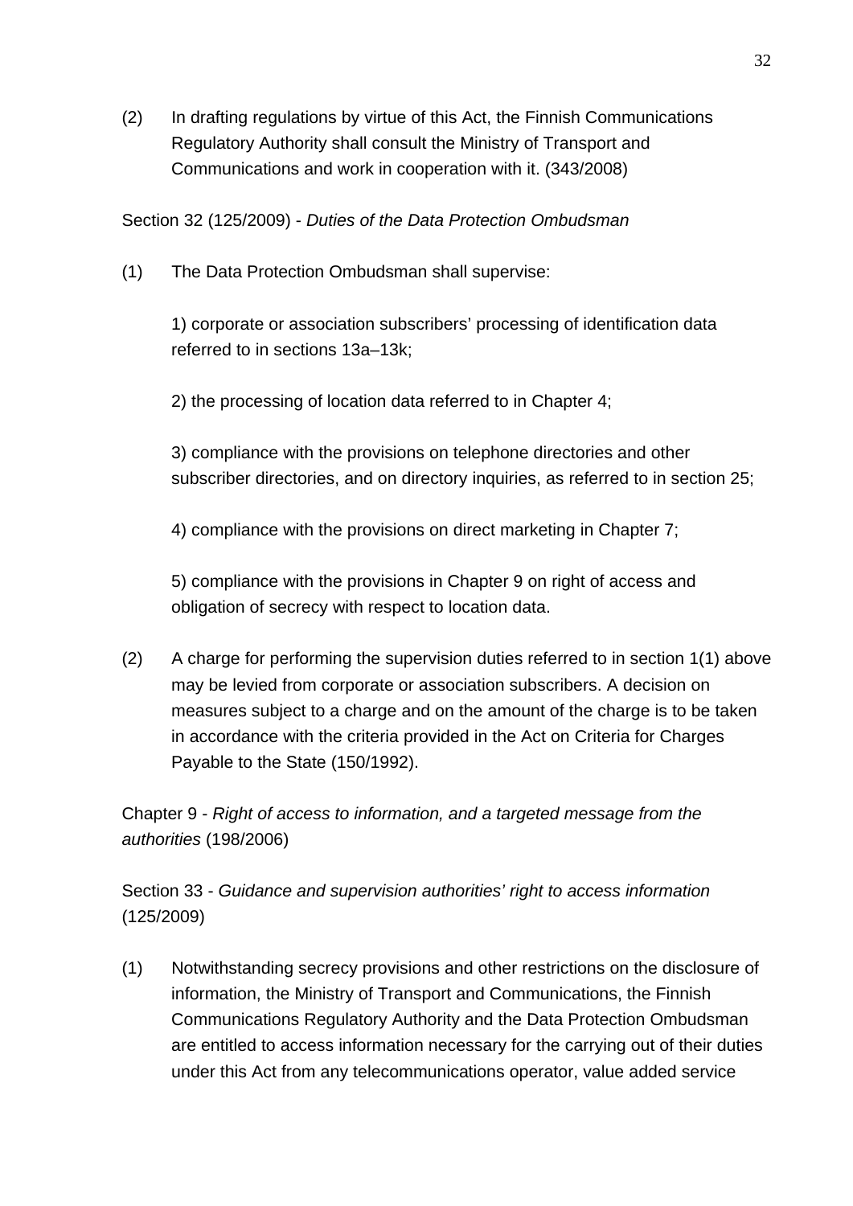(2) In drafting regulations by virtue of this Act, the Finnish Communications Regulatory Authority shall consult the Ministry of Transport and Communications and work in cooperation with it. (343/2008)

Section 32 (125/2009) - *Duties of the Data Protection Ombudsman*

(1) The Data Protection Ombudsman shall supervise:

1) corporate or association subscribers' processing of identification data referred to in sections 13a–13k;

2) the processing of location data referred to in Chapter 4;

3) compliance with the provisions on telephone directories and other subscriber directories, and on directory inquiries, as referred to in section 25;

4) compliance with the provisions on direct marketing in Chapter 7;

5) compliance with the provisions in Chapter 9 on right of access and obligation of secrecy with respect to location data.

(2) A charge for performing the supervision duties referred to in section 1(1) above may be levied from corporate or association subscribers. A decision on measures subject to a charge and on the amount of the charge is to be taken in accordance with the criteria provided in the Act on Criteria for Charges Payable to the State (150/1992).

Chapter 9 - *Right of access to information, and a targeted message from the authorities* (198/2006)

Section 33 - *Guidance and supervision authorities' right to access information* (125/2009)

(1) Notwithstanding secrecy provisions and other restrictions on the disclosure of information, the Ministry of Transport and Communications, the Finnish Communications Regulatory Authority and the Data Protection Ombudsman are entitled to access information necessary for the carrying out of their duties under this Act from any telecommunications operator, value added service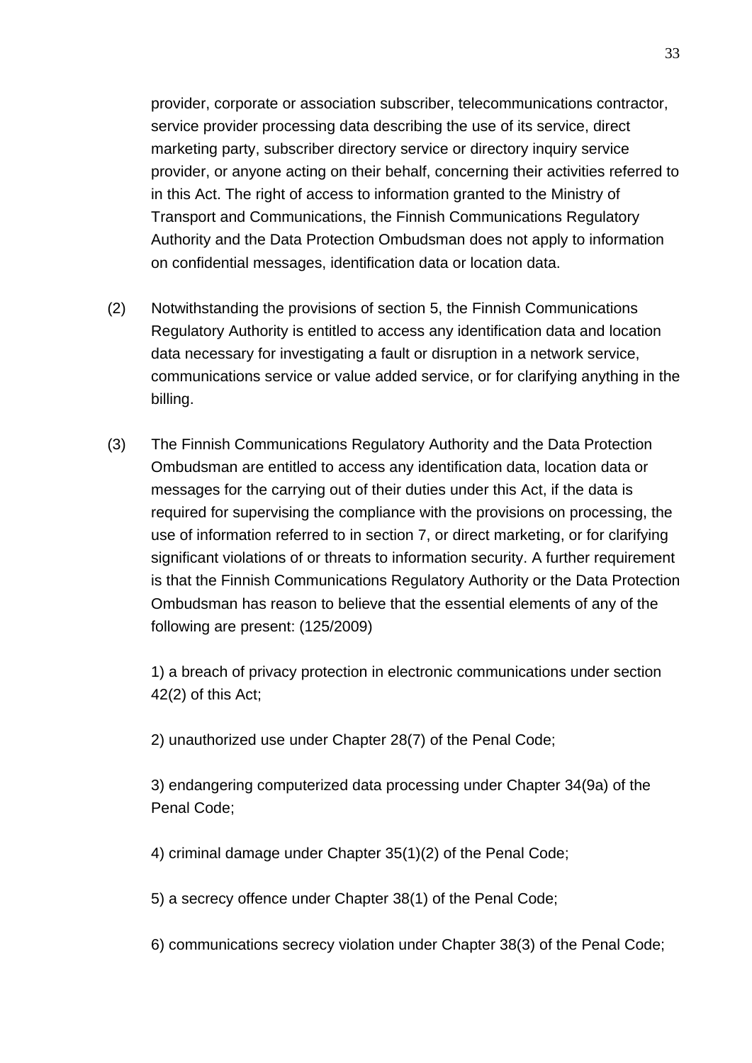provider, corporate or association subscriber, telecommunications contractor, service provider processing data describing the use of its service, direct marketing party, subscriber directory service or directory inquiry service provider, or anyone acting on their behalf, concerning their activities referred to in this Act. The right of access to information granted to the Ministry of Transport and Communications, the Finnish Communications Regulatory Authority and the Data Protection Ombudsman does not apply to information on confidential messages, identification data or location data.

(2) Notwithstanding the provisions of section 5, the Finnish Communications Regulatory Authority is entitled to access any identification data and location data necessary for investigating a fault or disruption in a network service, communications service or value added service, or for clarifying anything in the billing.

(3) The Finnish Communications Regulatory Authority and the Data Protection Ombudsman are entitled to access any identification data, location data or messages for the carrying out of their duties under this Act, if the data is required for supervising the compliance with the provisions on processing, the use of information referred to in section 7, or direct marketing, or for clarifying significant violations of or threats to information security. A further requirement is that the Finnish Communications Regulatory Authority or the Data Protection Ombudsman has reason to believe that the essential elements of any of the following are present: (125/2009)

1) a breach of privacy protection in electronic communications under section 42(2) of this Act;

2) unauthorized use under Chapter 28(7) of the Penal Code;

3) endangering computerized data processing under Chapter 34(9a) of the Penal Code;

4) criminal damage under Chapter 35(1)(2) of the Penal Code;

5) a secrecy offence under Chapter 38(1) of the Penal Code;

6) communications secrecy violation under Chapter 38(3) of the Penal Code;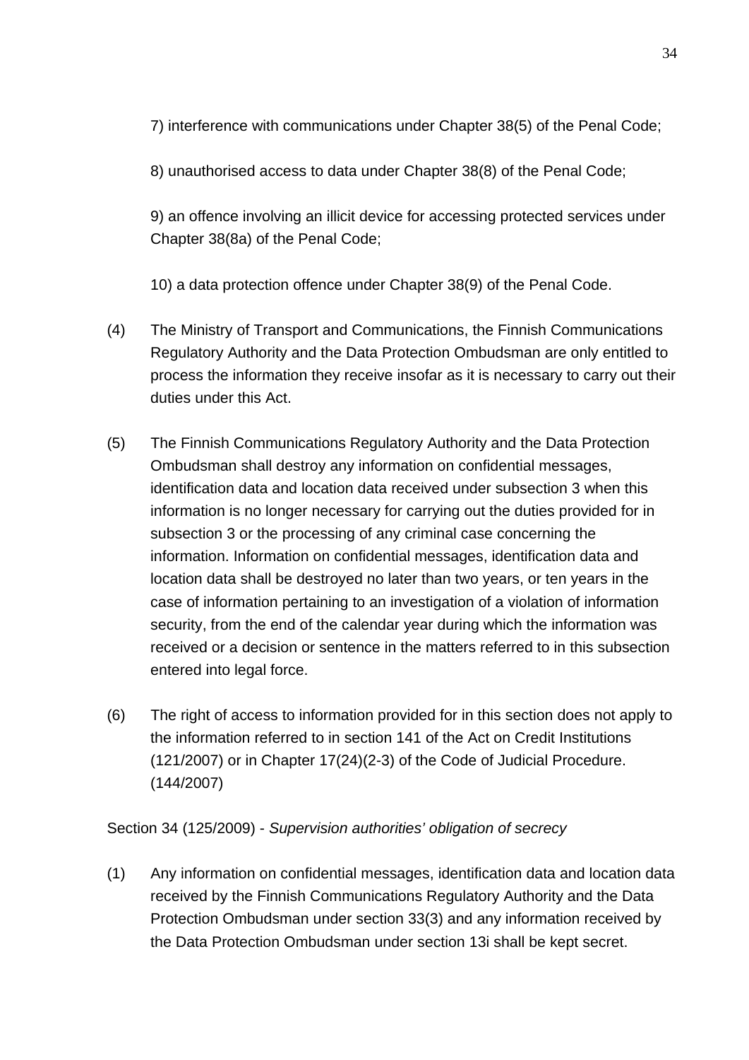7) interference with communications under Chapter 38(5) of the Penal Code;

8) unauthorised access to data under Chapter 38(8) of the Penal Code;

9) an offence involving an illicit device for accessing protected services under Chapter 38(8a) of the Penal Code;

10) a data protection offence under Chapter 38(9) of the Penal Code.

(4) The Ministry of Transport and Communications, the Finnish Communications Regulatory Authority and the Data Protection Ombudsman are only entitled to process the information they receive insofar as it is necessary to carry out their duties under this Act.

(5) The Finnish Communications Regulatory Authority and the Data Protection Ombudsman shall destroy any information on confidential messages, identification data and location data received under subsection 3 when this information is no longer necessary for carrying out the duties provided for in subsection 3 or the processing of any criminal case concerning the information. Information on confidential messages, identification data and location data shall be destroyed no later than two years, or ten years in the case of information pertaining to an investigation of a violation of information security, from the end of the calendar year during which the information was received or a decision or sentence in the matters referred to in this subsection entered into legal force.

(6) The right of access to information provided for in this section does not apply to the information referred to in section 141 of the Act on Credit Institutions (121/2007) or in Chapter 17(24)(2-3) of the Code of Judicial Procedure. (144/2007)

Section 34 (125/2009) - *Supervision authorities' obligation of secrecy*

(1) Any information on confidential messages, identification data and location data received by the Finnish Communications Regulatory Authority and the Data Protection Ombudsman under section 33(3) and any information received by the Data Protection Ombudsman under section 13i shall be kept secret.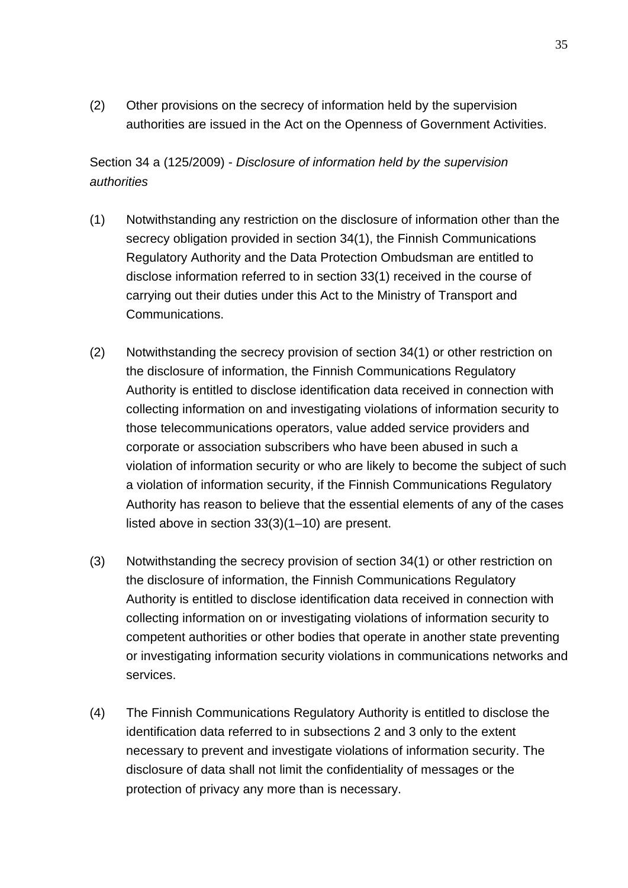(2) Other provisions on the secrecy of information held by the supervision authorities are issued in the Act on the Openness of Government Activities.

Section 34 a (125/2009) - *Disclosure of information held by the supervision authorities*

(1) Notwithstanding any restriction on the disclosure of information other than the secrecy obligation provided in section 34(1), the Finnish Communications Regulatory Authority and the Data Protection Ombudsman are entitled to disclose information referred to in section 33(1) received in the course of carrying out their duties under this Act to the Ministry of Transport and Communications.

(2) Notwithstanding the secrecy provision of section 34(1) or other restriction on the disclosure of information, the Finnish Communications Regulatory Authority is entitled to disclose identification data received in connection with collecting information on and investigating violations of information security to those telecommunications operators, value added service providers and corporate or association subscribers who have been abused in such a violation of information security or who are likely to become the subject of such a violation of information security, if the Finnish Communications Regulatory Authority has reason to believe that the essential elements of any of the cases listed above in section 33(3)(1–10) are present.

(3) Notwithstanding the secrecy provision of section 34(1) or other restriction on the disclosure of information, the Finnish Communications Regulatory Authority is entitled to disclose identification data received in connection with collecting information on or investigating violations of information security to competent authorities or other bodies that operate in another state preventing or investigating information security violations in communications networks and services.

(4) The Finnish Communications Regulatory Authority is entitled to disclose the identification data referred to in subsections 2 and 3 only to the extent necessary to prevent and investigate violations of information security. The disclosure of data shall not limit the confidentiality of messages or the protection of privacy any more than is necessary.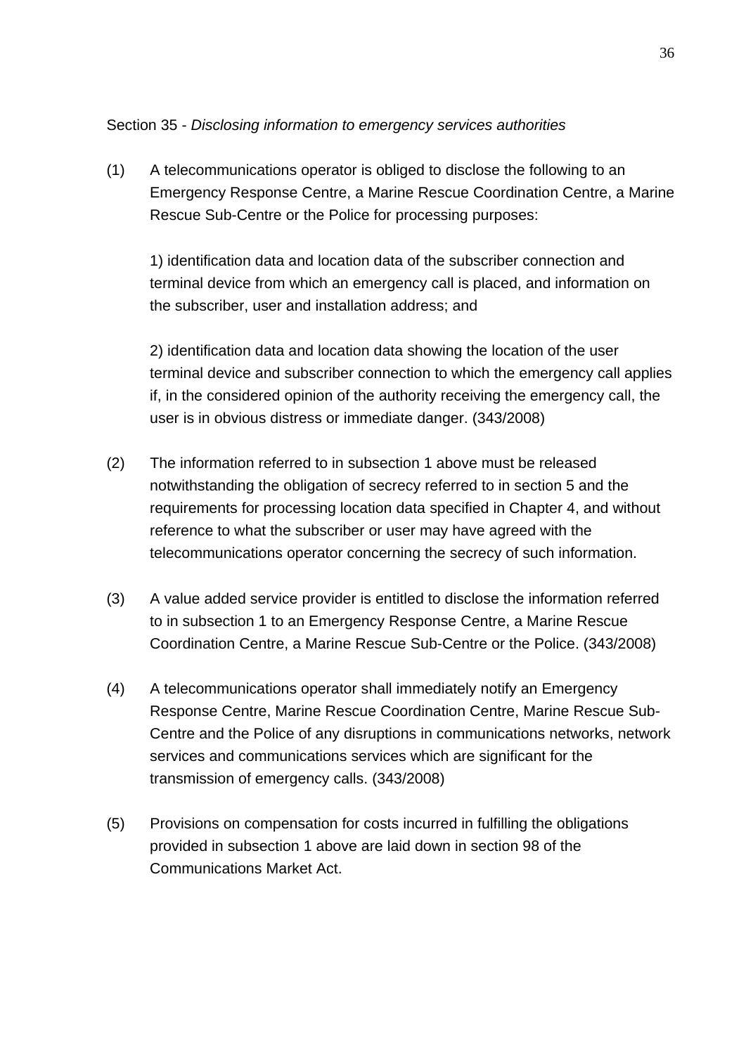Section 35 - *Disclosing information to emergency services authorities*

(1) A telecommunications operator is obliged to disclose the following to an Emergency Response Centre, a Marine Rescue Coordination Centre, a Marine Rescue Sub-Centre or the Police for processing purposes:

1) identification data and location data of the subscriber connection and terminal device from which an emergency call is placed, and information on the subscriber, user and installation address; and

2) identification data and location data showing the location of the user terminal device and subscriber connection to which the emergency call applies if, in the considered opinion of the authority receiving the emergency call, the user is in obvious distress or immediate danger. (343/2008)

(2) The information referred to in subsection 1 above must be released notwithstanding the obligation of secrecy referred to in section 5 and the requirements for processing location data specified in Chapter 4, and without reference to what the subscriber or user may have agreed with the telecommunications operator concerning the secrecy of such information.

(3) A value added service provider is entitled to disclose the information referred to in subsection 1 to an Emergency Response Centre, a Marine Rescue Coordination Centre, a Marine Rescue Sub-Centre or the Police. (343/2008)

(4) A telecommunications operator shall immediately notify an Emergency Response Centre, Marine Rescue Coordination Centre, Marine Rescue Sub-Centre and the Police of any disruptions in communications networks, network services and communications services which are significant for the transmission of emergency calls. (343/2008)

(5) Provisions on compensation for costs incurred in fulfilling the obligations provided in subsection 1 above are laid down in section 98 of the Communications Market Act.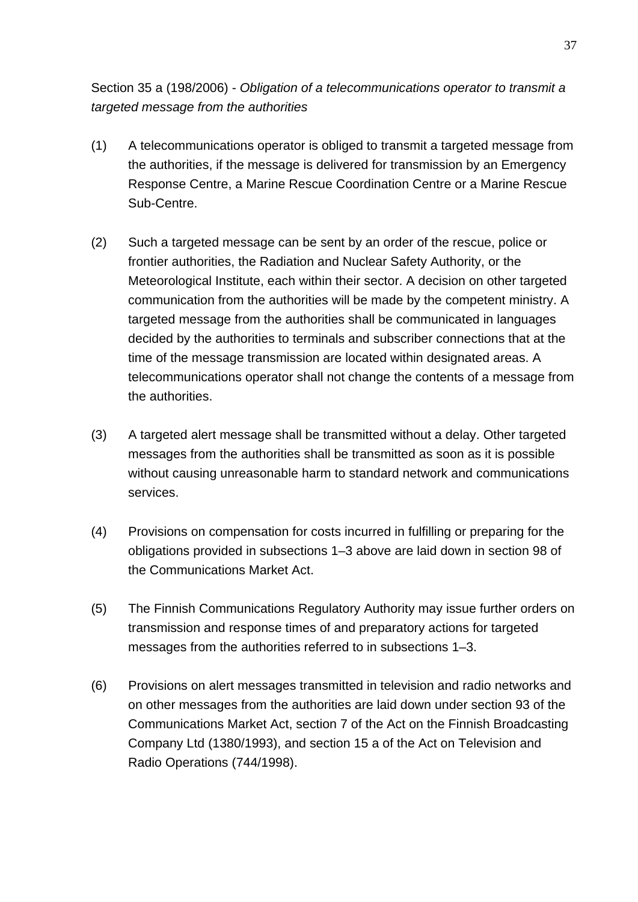Section 35 a (198/2006) - *Obligation of a telecommunications operator to transmit a targeted message from the authorities*

(1) A telecommunications operator is obliged to transmit a targeted message from the authorities, if the message is delivered for transmission by an Emergency Response Centre, a Marine Rescue Coordination Centre or a Marine Rescue Sub-Centre.

(2) Such a targeted message can be sent by an order of the rescue, police or frontier authorities, the Radiation and Nuclear Safety Authority, or the Meteorological Institute, each within their sector. A decision on other targeted communication from the authorities will be made by the competent ministry. A targeted message from the authorities shall be communicated in languages decided by the authorities to terminals and subscriber connections that at the time of the message transmission are located within designated areas. A telecommunications operator shall not change the contents of a message from the authorities.

(3) A targeted alert message shall be transmitted without a delay. Other targeted messages from the authorities shall be transmitted as soon as it is possible without causing unreasonable harm to standard network and communications services.

(4) Provisions on compensation for costs incurred in fulfilling or preparing for the obligations provided in subsections 1–3 above are laid down in section 98 of the Communications Market Act.

(5) The Finnish Communications Regulatory Authority may issue further orders on transmission and response times of and preparatory actions for targeted messages from the authorities referred to in subsections 1–3.

(6) Provisions on alert messages transmitted in television and radio networks and on other messages from the authorities are laid down under section 93 of the Communications Market Act, section 7 of the Act on the Finnish Broadcasting Company Ltd (1380/1993), and section 15 a of the Act on Television and Radio Operations (744/1998).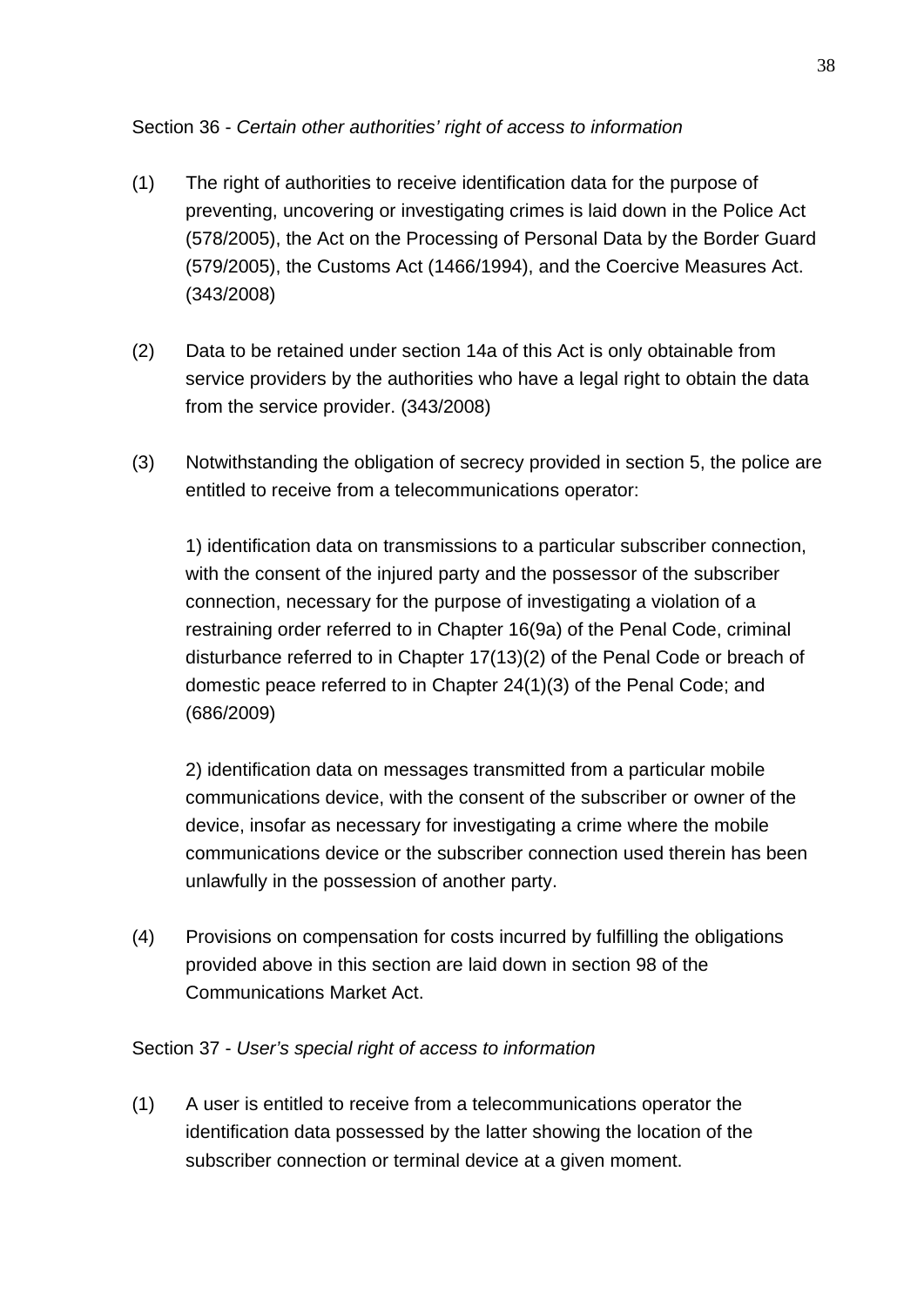Section 36 - *Certain other authorities' right of access to information*

(1) The right of authorities to receive identification data for the purpose of preventing, uncovering or investigating crimes is laid down in the Police Act (578/2005), the Act on the Processing of Personal Data by the Border Guard (579/2005), the Customs Act (1466/1994), and the Coercive Measures Act. (343/2008)

(2) Data to be retained under section 14a of this Act is only obtainable from service providers by the authorities who have a legal right to obtain the data from the service provider. (343/2008)

(3) Notwithstanding the obligation of secrecy provided in section 5, the police are entitled to receive from a telecommunications operator:

1) identification data on transmissions to a particular subscriber connection, with the consent of the injured party and the possessor of the subscriber connection, necessary for the purpose of investigating a violation of a restraining order referred to in Chapter 16(9a) of the Penal Code, criminal disturbance referred to in Chapter 17(13)(2) of the Penal Code or breach of domestic peace referred to in Chapter 24(1)(3) of the Penal Code; and (686/2009)

2) identification data on messages transmitted from a particular mobile communications device, with the consent of the subscriber or owner of the device, insofar as necessary for investigating a crime where the mobile communications device or the subscriber connection used therein has been unlawfully in the possession of another party.

(4) Provisions on compensation for costs incurred by fulfilling the obligations provided above in this section are laid down in section 98 of the Communications Market Act.

Section 37 - *User's special right of access to information*

(1) A user is entitled to receive from a telecommunications operator the identification data possessed by the latter showing the location of the subscriber connection or terminal device at a given moment.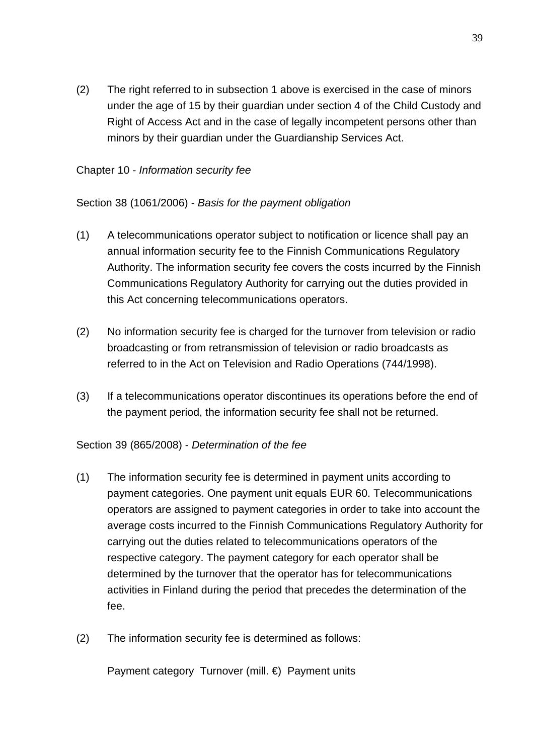(2) The right referred to in subsection 1 above is exercised in the case of minors under the age of 15 by their guardian under section 4 of the Child Custody and Right of Access Act and in the case of legally incompetent persons other than minors by their guardian under the Guardianship Services Act.

Chapter 10 - *Information security fee*

Section 38 (1061/2006) - *Basis for the payment obligation*

(1) A telecommunications operator subject to notification or licence shall pay an annual information security fee to the Finnish Communications Regulatory Authority. The information security fee covers the costs incurred by the Finnish Communications Regulatory Authority for carrying out the duties provided in this Act concerning telecommunications operators.

(2) No information security fee is charged for the turnover from television or radio broadcasting or from retransmission of television or radio broadcasts as referred to in the Act on Television and Radio Operations (744/1998).

(3) If a telecommunications operator discontinues its operations before the end of the payment period, the information security fee shall not be returned.

Section 39 (865/2008) - *Determination of the fee*

(1) The information security fee is determined in payment units according to payment categories. One payment unit equals EUR 60. Telecommunications operators are assigned to payment categories in order to take into account the average costs incurred to the Finnish Communications Regulatory Authority for carrying out the duties related to telecommunications operators of the respective category. The payment category for each operator shall be determined by the turnover that the operator has for telecommunications activities in Finland during the period that precedes the determination of the fee.

(2) The information security fee is determined as follows:

| Payment category | Turnover (mill. €) | Payment units |
| --- | --- | --- |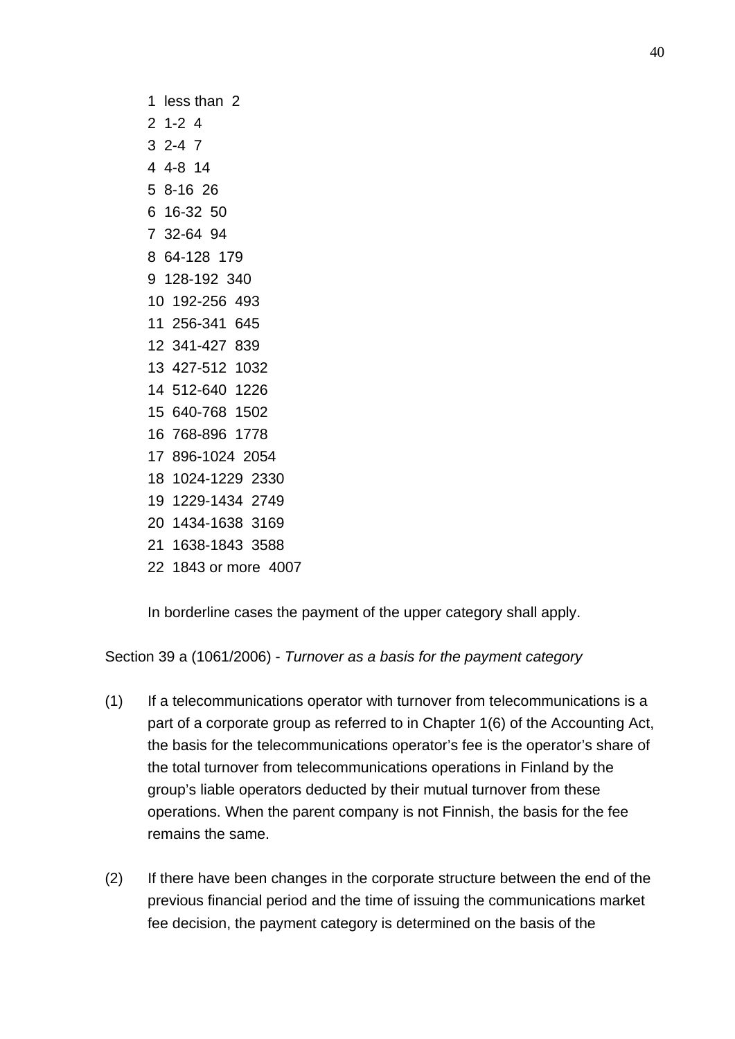1 less than 2
2 1-2 4
3 2-4 7
4 4-8 14
5 8-16 26
6 16-32 50
7 32-64 94
8 64-128 179
9 128-192 340
10 192-256 493
11 256-341 645
12 341-427 839
13 427-512 1032
14 512-640 1226
15 640-768 1502
16 768-896 1778
17 896-1024 2054
18 1024-1229 2330
19 1229-1434 2749
20 1434-1638 3169
21 1638-1843 3588
22 1843 or more 4007

In borderline cases the payment of the upper category shall apply.

Section 39 a (1061/2006) - *Turnover as a basis for the payment category*

(1) If a telecommunications operator with turnover from telecommunications is a part of a corporate group as referred to in Chapter 1(6) of the Accounting Act, the basis for the telecommunications operator's fee is the operator's share of the total turnover from telecommunications operations in Finland by the group's liable operators deducted by their mutual turnover from these operations. When the parent company is not Finnish, the basis for the fee remains the same.

(2) If there have been changes in the corporate structure between the end of the previous financial period and the time of issuing the communications market fee decision, the payment category is determined on the basis of the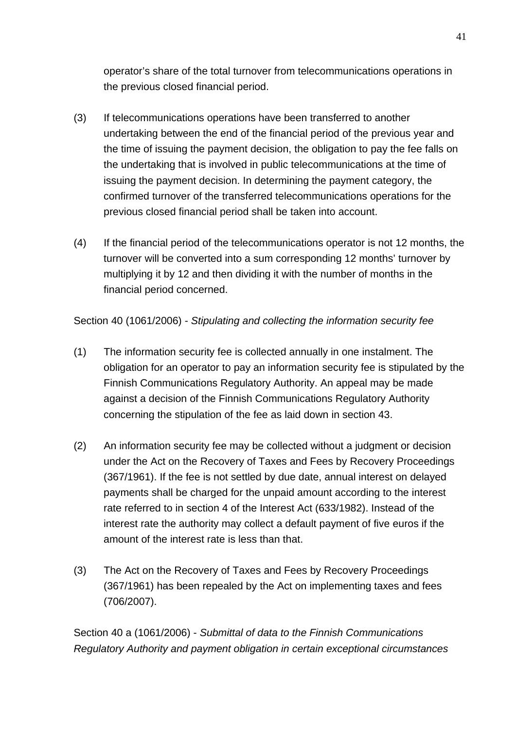operator’s share of the total turnover from telecommunications operations in the previous closed financial period.

(3) If telecommunications operations have been transferred to another undertaking between the end of the financial period of the previous year and the time of issuing the payment decision, the obligation to pay the fee falls on the undertaking that is involved in public telecommunications at the time of issuing the payment decision. In determining the payment category, the confirmed turnover of the transferred telecommunications operations for the previous closed financial period shall be taken into account.

(4) If the financial period of the telecommunications operator is not 12 months, the turnover will be converted into a sum corresponding 12 months’ turnover by multiplying it by 12 and then dividing it with the number of months in the financial period concerned.

Section 40 (1061/2006) - *Stipulating and collecting the information security fee*

(1) The information security fee is collected annually in one instalment. The obligation for an operator to pay an information security fee is stipulated by the Finnish Communications Regulatory Authority. An appeal may be made against a decision of the Finnish Communications Regulatory Authority concerning the stipulation of the fee as laid down in section 43.

(2) An information security fee may be collected without a judgment or decision under the Act on the Recovery of Taxes and Fees by Recovery Proceedings (367/1961). If the fee is not settled by due date, annual interest on delayed payments shall be charged for the unpaid amount according to the interest rate referred to in section 4 of the Interest Act (633/1982). Instead of the interest rate the authority may collect a default payment of five euros if the amount of the interest rate is less than that.

(3) The Act on the Recovery of Taxes and Fees by Recovery Proceedings (367/1961) has been repealed by the Act on implementing taxes and fees (706/2007).

Section 40 a (1061/2006) - *Submittal of data to the Finnish Communications Regulatory Authority and payment obligation in certain exceptional circumstances*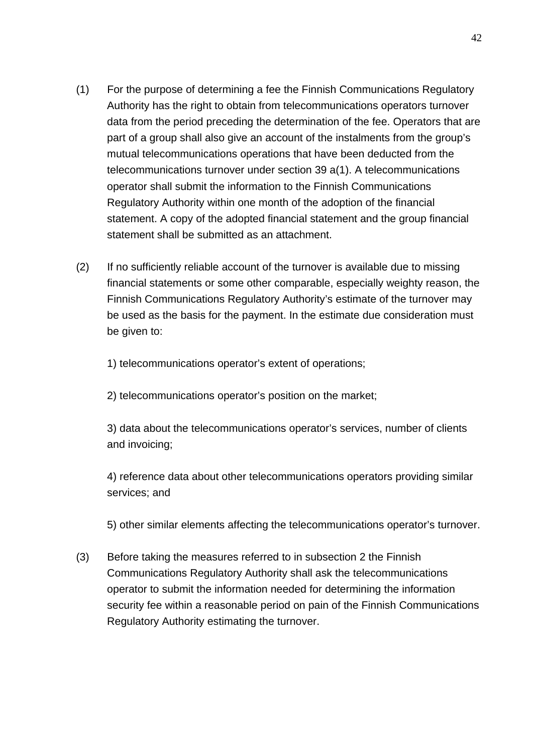(1) For the purpose of determining a fee the Finnish Communications Regulatory Authority has the right to obtain from telecommunications operators turnover data from the period preceding the determination of the fee. Operators that are part of a group shall also give an account of the instalments from the group's mutual telecommunications operations that have been deducted from the telecommunications turnover under section 39 a(1). A telecommunications operator shall submit the information to the Finnish Communications Regulatory Authority within one month of the adoption of the financial statement. A copy of the adopted financial statement and the group financial statement shall be submitted as an attachment.

(2) If no sufficiently reliable account of the turnover is available due to missing financial statements or some other comparable, especially weighty reason, the Finnish Communications Regulatory Authority's estimate of the turnover may be used as the basis for the payment. In the estimate due consideration must be given to:

1) telecommunications operator's extent of operations;

2) telecommunications operator's position on the market;

3) data about the telecommunications operator's services, number of clients and invoicing;

4) reference data about other telecommunications operators providing similar services; and

5) other similar elements affecting the telecommunications operator's turnover.

(3) Before taking the measures referred to in subsection 2 the Finnish Communications Regulatory Authority shall ask the telecommunications operator to submit the information needed for determining the information security fee within a reasonable period on pain of the Finnish Communications Regulatory Authority estimating the turnover.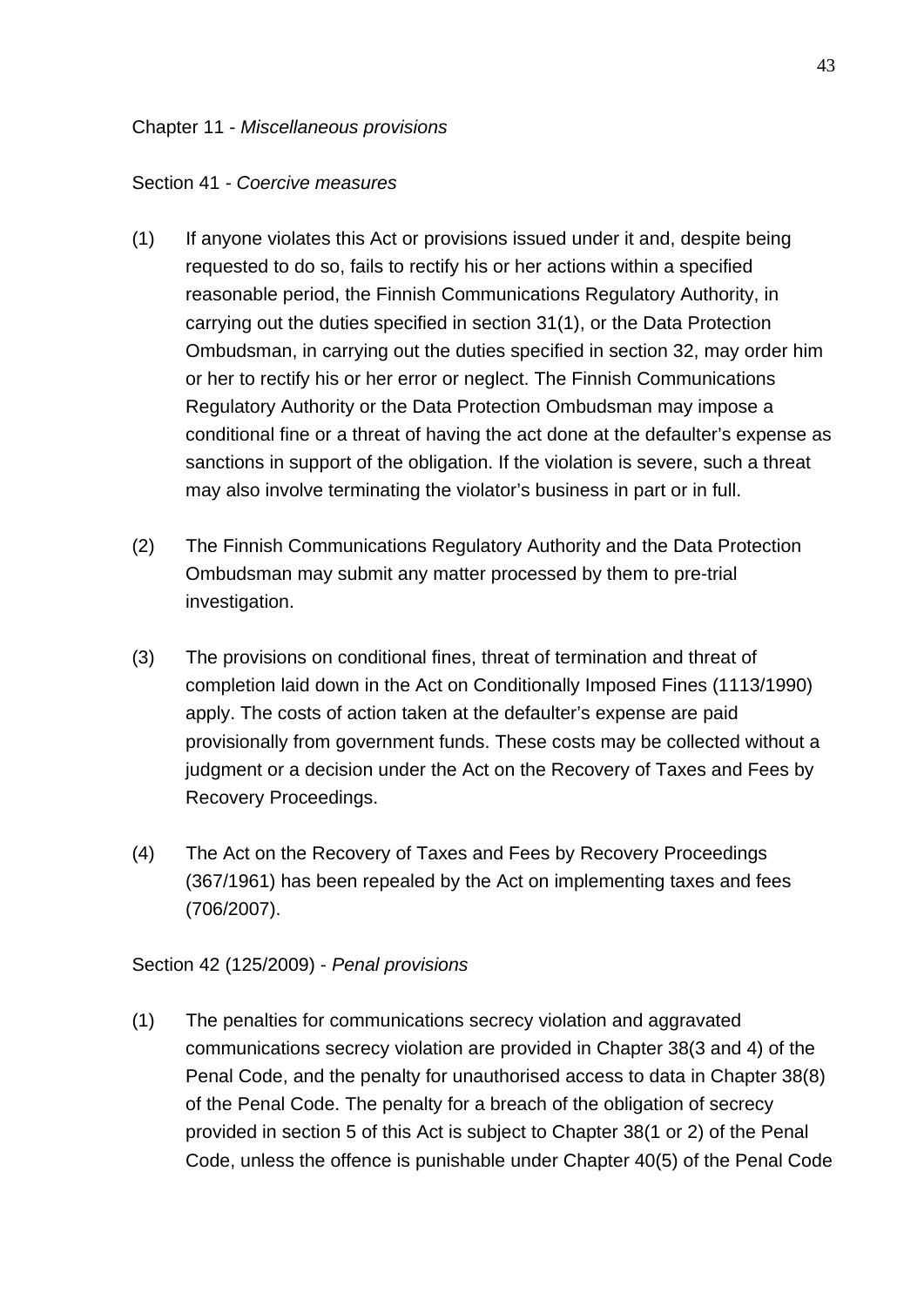## Chapter 11 - *Miscellaneous provisions*

### Section 41 - *Coercive measures*

(1) If anyone violates this Act or provisions issued under it and, despite being requested to do so, fails to rectify his or her actions within a specified reasonable period, the Finnish Communications Regulatory Authority, in carrying out the duties specified in section 31(1), or the Data Protection Ombudsman, in carrying out the duties specified in section 32, may order him or her to rectify his or her error or neglect. The Finnish Communications Regulatory Authority or the Data Protection Ombudsman may impose a conditional fine or a threat of having the act done at the defaulter's expense as sanctions in support of the obligation. If the violation is severe, such a threat may also involve terminating the violator's business in part or in full.

(2) The Finnish Communications Regulatory Authority and the Data Protection Ombudsman may submit any matter processed by them to pre-trial investigation.

(3) The provisions on conditional fines, threat of termination and threat of completion laid down in the Act on Conditionally Imposed Fines (1113/1990) apply. The costs of action taken at the defaulter's expense are paid provisionally from government funds. These costs may be collected without a judgment or a decision under the Act on the Recovery of Taxes and Fees by Recovery Proceedings.

(4) The Act on the Recovery of Taxes and Fees by Recovery Proceedings (367/1961) has been repealed by the Act on implementing taxes and fees (706/2007).

### Section 42 (125/2009) - *Penal provisions*

(1) The penalties for communications secrecy violation and aggravated communications secrecy violation are provided in Chapter 38(3 and 4) of the Penal Code, and the penalty for unauthorised access to data in Chapter 38(8) of the Penal Code. The penalty for a breach of the obligation of secrecy provided in section 5 of this Act is subject to Chapter 38(1 or 2) of the Penal Code, unless the offence is punishable under Chapter 40(5) of the Penal Code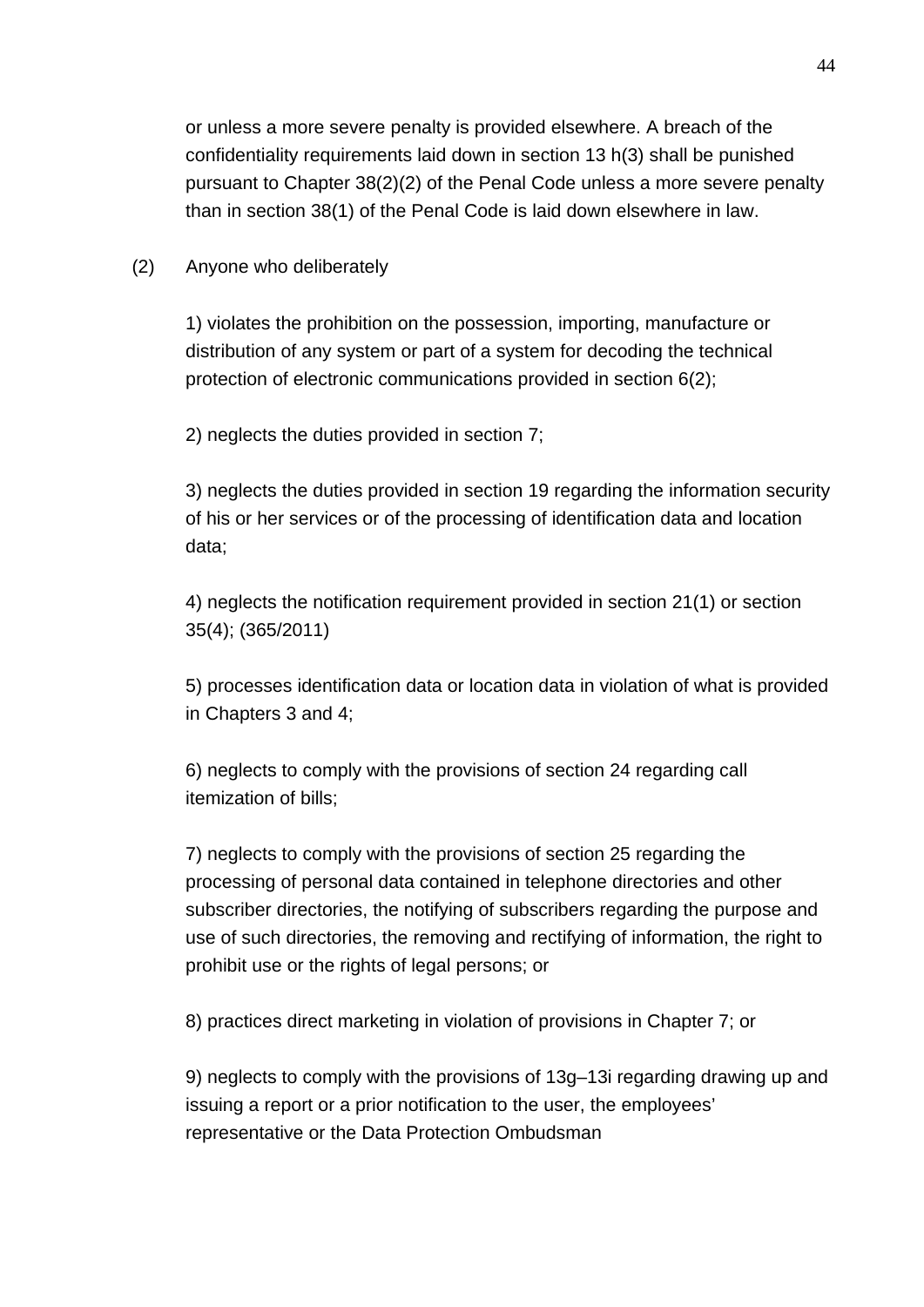or unless a more severe penalty is provided elsewhere. A breach of the confidentiality requirements laid down in section 13 h(3) shall be punished pursuant to Chapter 38(2)(2) of the Penal Code unless a more severe penalty than in section 38(1) of the Penal Code is laid down elsewhere in law.

(2) Anyone who deliberately

1) violates the prohibition on the possession, importing, manufacture or distribution of any system or part of a system for decoding the technical protection of electronic communications provided in section 6(2);

2) neglects the duties provided in section 7;

3) neglects the duties provided in section 19 regarding the information security of his or her services or of the processing of identification data and location data;

4) neglects the notification requirement provided in section 21(1) or section 35(4); (365/2011)

5) processes identification data or location data in violation of what is provided in Chapters 3 and 4;

6) neglects to comply with the provisions of section 24 regarding call itemization of bills;

7) neglects to comply with the provisions of section 25 regarding the processing of personal data contained in telephone directories and other subscriber directories, the notifying of subscribers regarding the purpose and use of such directories, the removing and rectifying of information, the right to prohibit use or the rights of legal persons; or

8) practices direct marketing in violation of provisions in Chapter 7; or

9) neglects to comply with the provisions of 13g–13i regarding drawing up and issuing a report or a prior notification to the user, the employees' representative or the Data Protection Ombudsman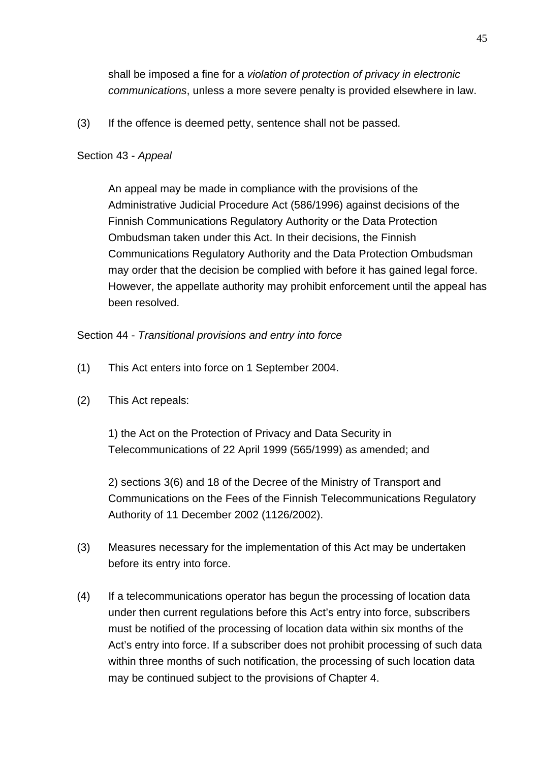shall be imposed a fine for a *violation of protection of privacy in electronic communications*, unless a more severe penalty is provided elsewhere in law.

(3) If the offence is deemed petty, sentence shall not be passed.

Section 43 - *Appeal*

An appeal may be made in compliance with the provisions of the Administrative Judicial Procedure Act (586/1996) against decisions of the Finnish Communications Regulatory Authority or the Data Protection Ombudsman taken under this Act. In their decisions, the Finnish Communications Regulatory Authority and the Data Protection Ombudsman may order that the decision be complied with before it has gained legal force. However, the appellate authority may prohibit enforcement until the appeal has been resolved.

Section 44 - *Transitional provisions and entry into force*

(1) This Act enters into force on 1 September 2004.

(2) This Act repeals:

1) the Act on the Protection of Privacy and Data Security in Telecommunications of 22 April 1999 (565/1999) as amended; and

2) sections 3(6) and 18 of the Decree of the Ministry of Transport and Communications on the Fees of the Finnish Telecommunications Regulatory Authority of 11 December 2002 (1126/2002).

(3) Measures necessary for the implementation of this Act may be undertaken before its entry into force.

(4) If a telecommunications operator has begun the processing of location data under then current regulations before this Act's entry into force, subscribers must be notified of the processing of location data within six months of the Act's entry into force. If a subscriber does not prohibit processing of such data within three months of such notification, the processing of such location data may be continued subject to the provisions of Chapter 4.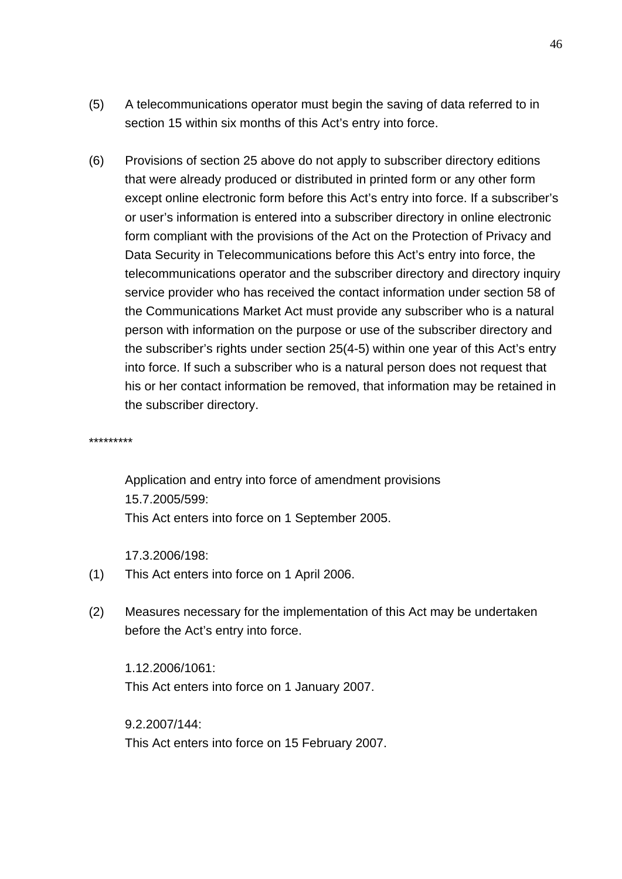(5) A telecommunications operator must begin the saving of data referred to in section 15 within six months of this Act's entry into force.

(6) Provisions of section 25 above do not apply to subscriber directory editions that were already produced or distributed in printed form or any other form except online electronic form before this Act's entry into force. If a subscriber's or user's information is entered into a subscriber directory in online electronic form compliant with the provisions of the Act on the Protection of Privacy and Data Security in Telecommunications before this Act's entry into force, the telecommunications operator and the subscriber directory and directory inquiry service provider who has received the contact information under section 58 of the Communications Market Act must provide any subscriber who is a natural person with information on the purpose or use of the subscriber directory and the subscriber's rights under section 25(4-5) within one year of this Act's entry into force. If such a subscriber who is a natural person does not request that his or her contact information be removed, that information may be retained in the subscriber directory.

*********

Application and entry into force of amendment provisions
15.7.2005/599:
This Act enters into force on 1 September 2005.

17.3.2006/198:

(1) This Act enters into force on 1 April 2006.

(2) Measures necessary for the implementation of this Act may be undertaken before the Act's entry into force.

1.12.2006/1061:
This Act enters into force on 1 January 2007.

9.2.2007/144:
This Act enters into force on 15 February 2007.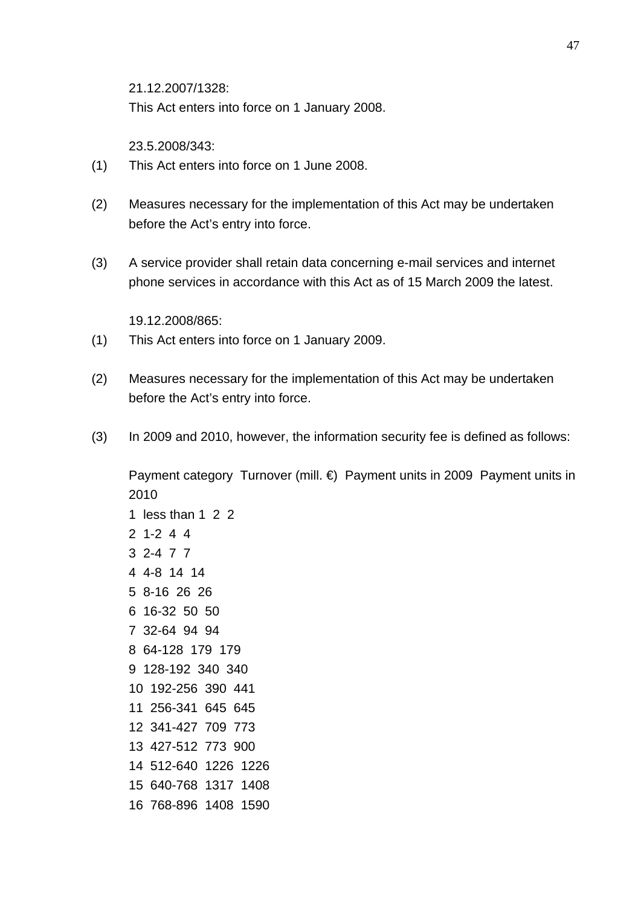21.12.2007/1328:
This Act enters into force on 1 January 2008.

23.5.2008/343:

(1) This Act enters into force on 1 June 2008.

(2) Measures necessary for the implementation of this Act may be undertaken before the Act's entry into force.

(3) A service provider shall retain data concerning e-mail services and internet phone services in accordance with this Act as of 15 March 2009 the latest.

19.12.2008/865:

(1) This Act enters into force on 1 January 2009.

(2) Measures necessary for the implementation of this Act may be undertaken before the Act's entry into force.

(3) In 2009 and 2010, however, the information security fee is defined as follows:

| Payment category | Turnover (mill. €) | Payment units in 2009 | Payment units in 2010 |
|---|---|---|---|
| 1 | less than 1 | 2 | 2 |
| 2 | 1-2 | 4 | 4 |
| 3 | 2-4 | 7 | 7 |
| 4 | 4-8 | 14 | 14 |
| 5 | 8-16 | 26 | 26 |
| 6 | 16-32 | 50 | 50 |
| 7 | 32-64 | 94 | 94 |
| 8 | 64-128 | 179 | 179 |
| 9 | 128-192 | 340 | 340 |
| 10 | 192-256 | 390 | 441 |
| 11 | 256-341 | 645 | 645 |
| 12 | 341-427 | 709 | 773 |
| 13 | 427-512 | 773 | 900 |
| 14 | 512-640 | 1226 | 1226 |
| 15 | 640-768 | 1317 | 1408 |
| 16 | 768-896 | 1408 | 1590 |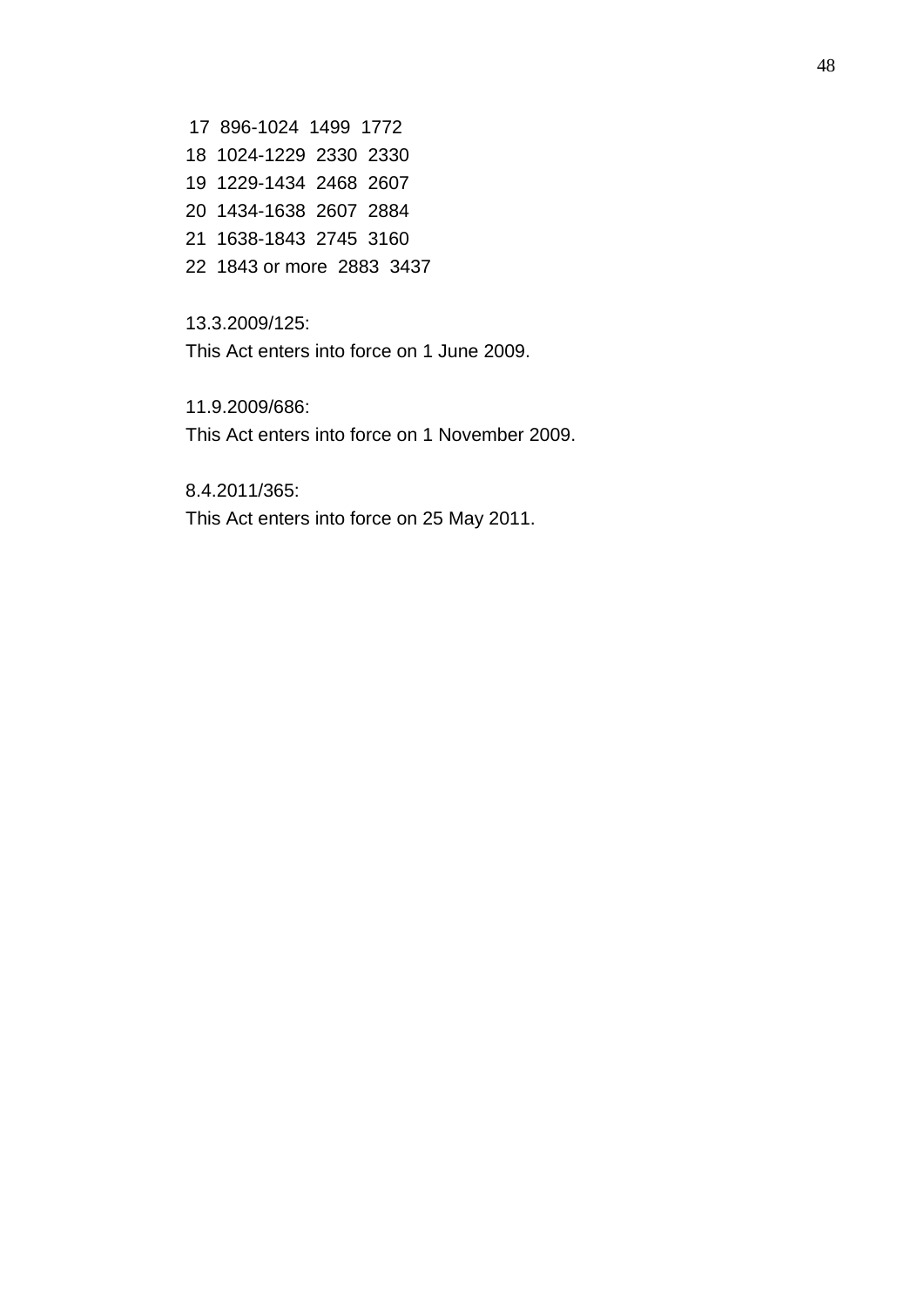| | | | |
|---|---|---|---|
| 17 | 896-1024 | 1499 | 1772 |
| 18 | 1024-1229 | 2330 | 2330 |
| 19 | 1229-1434 | 2468 | 2607 |
| 20 | 1434-1638 | 2607 | 2884 |
| 21 | 1638-1843 | 2745 | 3160 |
| 22 | 1843 or more | 2883 | 3437 |

13.3.2009/125:
This Act enters into force on 1 June 2009.

11.9.2009/686:
This Act enters into force on 1 November 2009.

8.4.2011/365:
This Act enters into force on 25 May 2011.